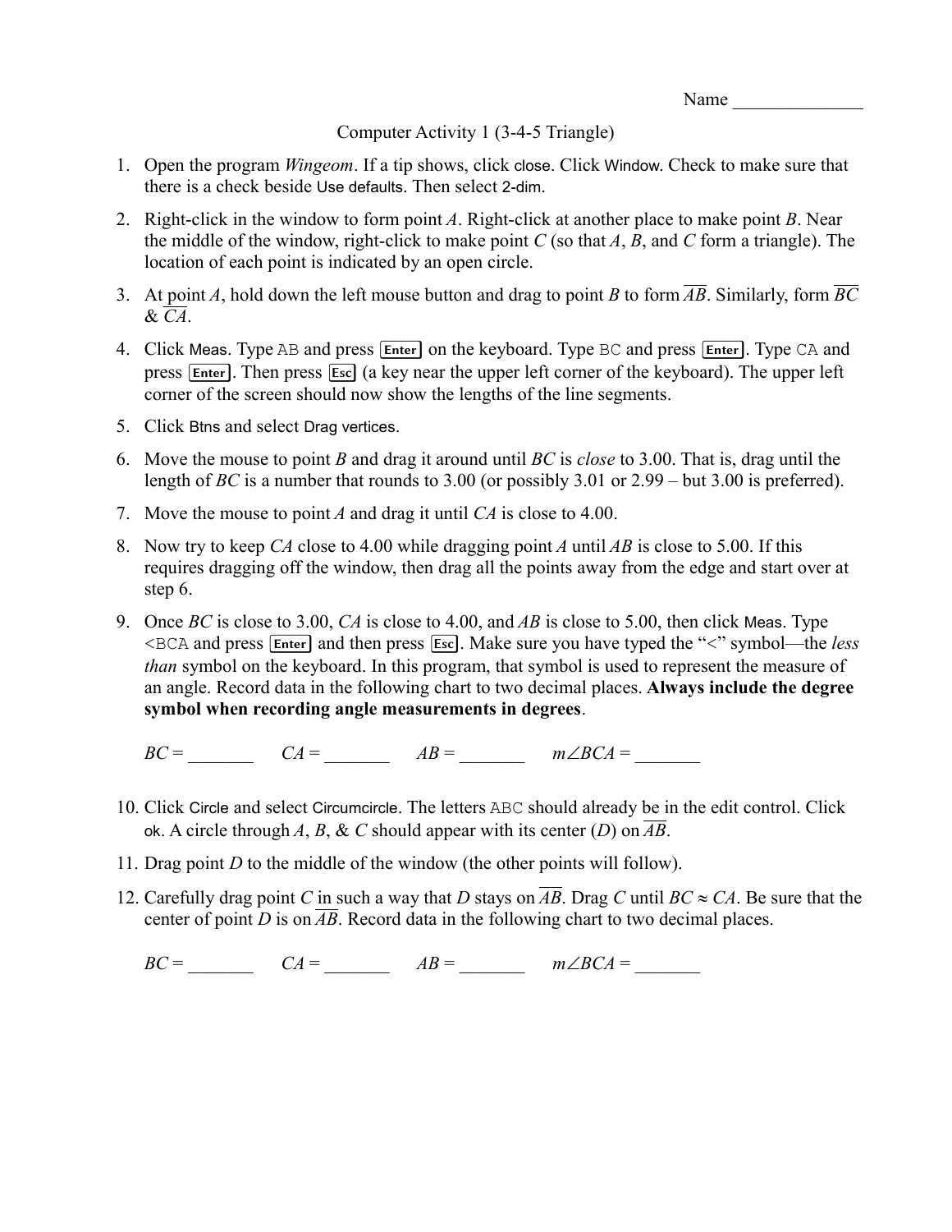Name ______________

## Computer Activity 1 (3-4-5 Triangle)

1. Open the program *Wingeom*. If a tip shows, click close. Click Window. Check to make sure that there is a check beside Use defaults. Then select 2-dim.

2. Right-click in the window to form point *A*. Right-click at another place to make point *B*. Near the middle of the window, right-click to make point *C* (so that *A*, *B*, and *C* form a triangle). The location of each point is indicated by an open circle.

3. At point *A*, hold down the left mouse button and drag to point *B* to form $\overline{AB}$. Similarly, form $\overline{BC}$ & $\overline{CA}$.

4. Click Meas. Type AB and press Enter on the keyboard. Type BC and press Enter. Type CA and press Enter. Then press Esc (a key near the upper left corner of the keyboard). The upper left corner of the screen should now show the lengths of the line segments.

5. Click Btns and select Drag vertices.

6. Move the mouse to point *B* and drag it around until *BC* is *close* to 3.00. That is, drag until the length of *BC* is a number that rounds to 3.00 (or possibly 3.01 or 2.99 – but 3.00 is preferred).

7. Move the mouse to point *A* and drag it until *CA* is close to 4.00.

8. Now try to keep *CA* close to 4.00 while dragging point *A* until *AB* is close to 5.00. If this requires dragging off the window, then drag all the points away from the edge and start over at step 6.

9. Once *BC* is close to 3.00, *CA* is close to 4.00, and *AB* is close to 5.00, then click Meas. Type <BCA and press Enter and then press Esc. Make sure you have typed the "<" symbol—the *less than* symbol on the keyboard. In this program, that symbol is used to represent the measure of an angle. Record data in the following chart to two decimal places. **Always include the degree symbol when recording angle measurements in degrees**.

   $BC$ = _______ $CA$ = _______ $AB$ = _______ $m\angle BCA$ = _______

10. Click Circle and select Circumcircle. The letters ABC should already be in the edit control. Click ok. A circle through *A*, *B*, & *C* should appear with its center (*D*) on $\overline{AB}$.

11. Drag point *D* to the middle of the window (the other points will follow).

12. Carefully drag point *C* in such a way that *D* stays on $\overline{AB}$. Drag *C* until $BC \approx CA$. Be sure that the center of point *D* is on $\overline{AB}$. Record data in the following chart to two decimal places.

    $BC$ = _______ $CA$ = _______ $AB$ = _______ $m\angle BCA$ = _______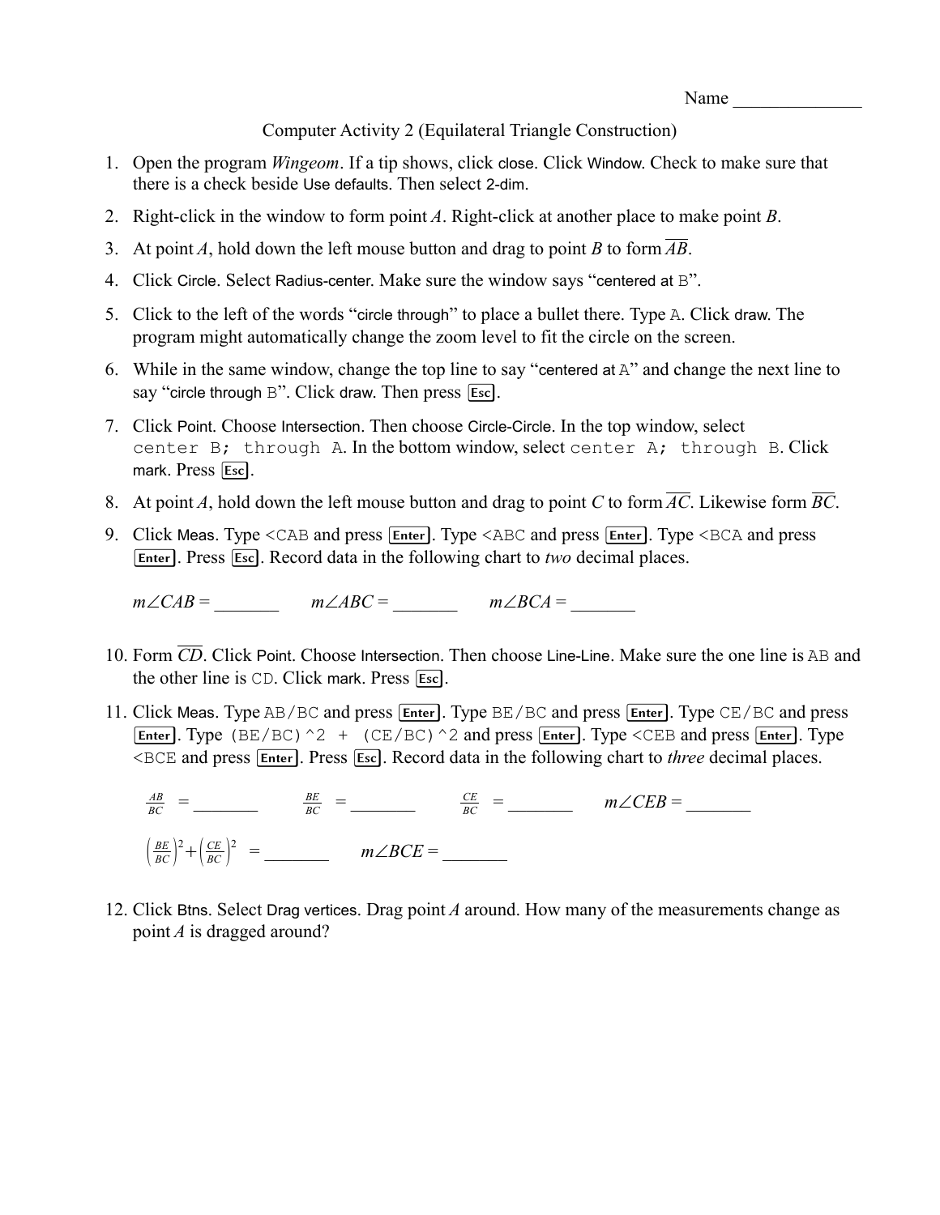Name ______________

# Computer Activity 2 (Equilateral Triangle Construction)

1. Open the program *Wingeom*. If a tip shows, click close. Click Window. Check to make sure that there is a check beside Use defaults. Then select 2-dim.
2. Right-click in the window to form point *A*. Right-click at another place to make point *B*.
3. At point *A*, hold down the left mouse button and drag to point *B* to form $\overline{AB}$.
4. Click Circle. Select Radius-center. Make sure the window says "centered at B".
5. Click to the left of the words "circle through" to place a bullet there. Type A. Click draw. The program might automatically change the zoom level to fit the circle on the screen.
6. While in the same window, change the top line to say "centered at A" and change the next line to say "circle through B". Click draw. Then press Esc.
7. Click Point. Choose Intersection. Then choose Circle-Circle. In the top window, select `center B; through A`. In the bottom window, select `center A; through B`. Click mark. Press Esc.
8. At point *A*, hold down the left mouse button and drag to point *C* to form $\overline{AC}$. Likewise form $\overline{BC}$.
9. Click Meas. Type `<CAB` and press Enter. Type `<ABC` and press Enter. Type `<BCA` and press Enter. Press Esc. Record data in the following chart to *two* decimal places.

   $m\angle CAB =$ _______ $m\angle ABC =$ _______ $m\angle BCA =$ _______

10. Form $\overline{CD}$. Click Point. Choose Intersection. Then choose Line-Line. Make sure the one line is AB and the other line is CD. Click mark. Press Esc.
11. Click Meas. Type `AB/BC` and press Enter. Type `BE/BC` and press Enter. Type `CE/BC` and press Enter. Type `(BE/BC)^2 + (CE/BC)^2` and press Enter. Type `<CEB` and press Enter. Type `<BCE` and press Enter. Press Esc. Record data in the following chart to *three* decimal places.

   $\frac{AB}{BC} =$ _______ $\frac{BE}{BC} =$ _______ $\frac{CE}{BC} =$ _______ $m\angle CEB =$ _______

   $\left(\frac{BE}{BC}\right)^2 + \left(\frac{CE}{BC}\right)^2 =$ _______ $m\angle BCE =$ _______

12. Click Btns. Select Drag vertices. Drag point *A* around. How many of the measurements change as point *A* is dragged around?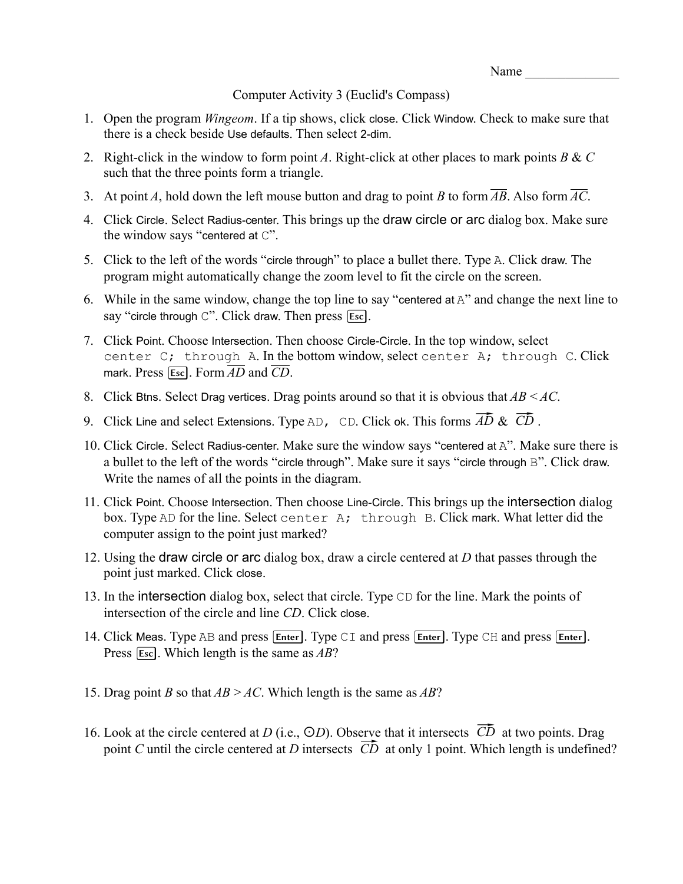Name ______________

Computer Activity 3 (Euclid's Compass)

1. Open the program *Wingeom*. If a tip shows, click close. Click Window. Check to make sure that there is a check beside Use defaults. Then select 2-dim.
2. Right-click in the window to form point $A$. Right-click at other places to mark points $B$ & $C$ such that the three points form a triangle.
3. At point $A$, hold down the left mouse button and drag to point $B$ to form $\overline{AB}$. Also form $\overline{AC}$.
4. Click Circle. Select Radius-center. This brings up the draw circle or arc dialog box. Make sure the window says "centered at `C`".
5. Click to the left of the words "circle through" to place a bullet there. Type `A`. Click draw. The program might automatically change the zoom level to fit the circle on the screen.
6. While in the same window, change the top line to say "centered at `A`" and change the next line to say "circle through `C`". Click draw. Then press Esc.
7. Click Point. Choose Intersection. Then choose Circle-Circle. In the top window, select `center C; through A`. In the bottom window, select `center A; through C`. Click mark. Press Esc. Form $\overline{AD}$ and $\overline{CD}$.
8. Click Btns. Select Drag vertices. Drag points around so that it is obvious that $AB < AC$.
9. Click Line and select Extensions. Type `AD, CD`. Click ok. This forms $\overrightarrow{AD}$ & $\overrightarrow{CD}$.
10. Click Circle. Select Radius-center. Make sure the window says "centered at `A`". Make sure there is a bullet to the left of the words "circle through". Make sure it says "circle through `B`". Click draw. Write the names of all the points in the diagram.
11. Click Point. Choose Intersection. Then choose Line-Circle. This brings up the intersection dialog box. Type `AD` for the line. Select `center A; through B`. Click mark. What letter did the computer assign to the point just marked?
12. Using the draw circle or arc dialog box, draw a circle centered at $D$ that passes through the point just marked. Click close.
13. In the intersection dialog box, select that circle. Type `CD` for the line. Mark the points of intersection of the circle and line $CD$. Click close.
14. Click Meas. Type `AB` and press Enter. Type `CI` and press Enter. Type `CH` and press Enter. Press Esc. Which length is the same as $AB$?
15. Drag point $B$ so that $AB > AC$. Which length is the same as $AB$?
16. Look at the circle centered at $D$ (i.e., $\odot D$). Observe that it intersects $\overrightarrow{CD}$ at two points. Drag point $C$ until the circle centered at $D$ intersects $\overrightarrow{CD}$ at only 1 point. Which length is undefined?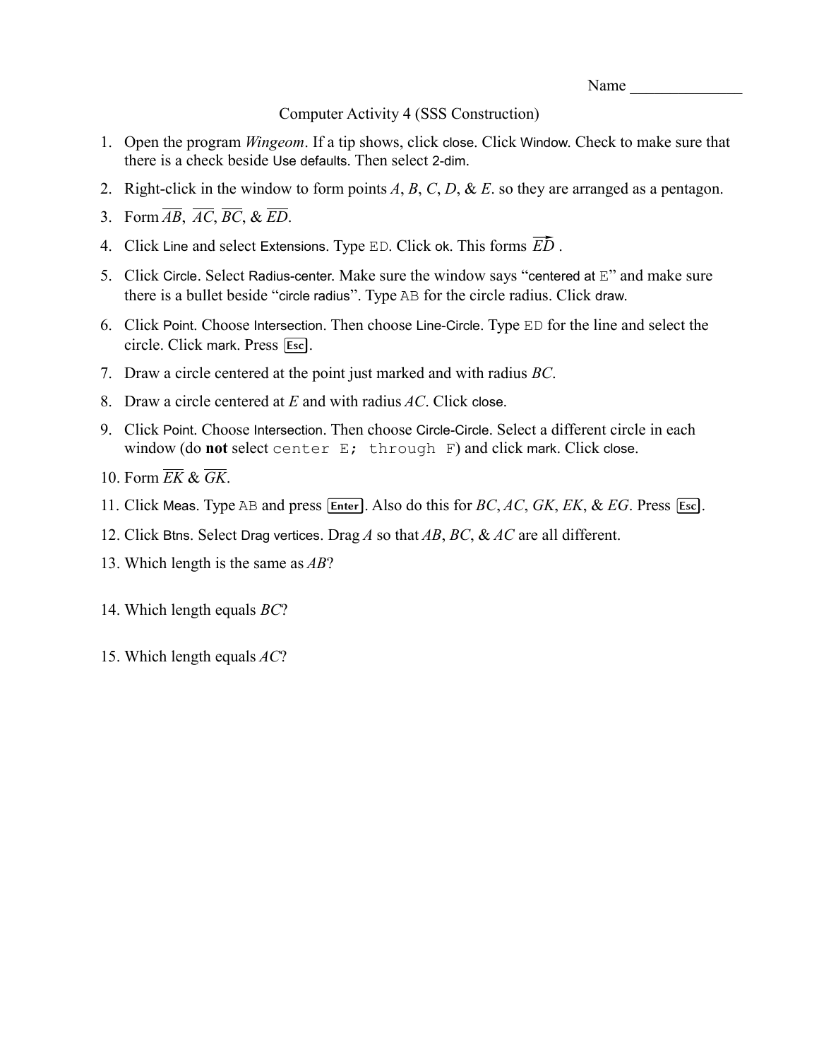Name _______________

Computer Activity 4 (SSS Construction)

1. Open the program *Wingeom*. If a tip shows, click close. Click Window. Check to make sure that there is a check beside Use defaults. Then select 2-dim.
2. Right-click in the window to form points *A*, *B*, *C*, *D*, & *E*. so they are arranged as a pentagon.
3. Form $\overline{AB}$, $\overline{AC}$, $\overline{BC}$, & $\overline{ED}$.
4. Click Line and select Extensions. Type `ED`. Click ok. This forms $\overrightarrow{ED}$ .
5. Click Circle. Select Radius-center. Make sure the window says "centered at `E`" and make sure there is a bullet beside "circle radius". Type `AB` for the circle radius. Click draw.
6. Click Point. Choose Intersection. Then choose Line-Circle. Type `ED` for the line and select the circle. Click mark. Press Esc.
7. Draw a circle centered at the point just marked and with radius *BC*.
8. Draw a circle centered at *E* and with radius *AC*. Click close.
9. Click Point. Choose Intersection. Then choose Circle-Circle. Select a different circle in each window (do **not** select `center E; through F`) and click mark. Click close.
10. Form $\overline{EK}$ & $\overline{GK}$.
11. Click Meas. Type `AB` and press Enter. Also do this for *BC*, *AC*, *GK*, *EK*, & *EG*. Press Esc.
12. Click Btns. Select Drag vertices. Drag *A* so that *AB*, *BC*, & *AC* are all different.
13. Which length is the same as *AB*?

14. Which length equals *BC*?

15. Which length equals *AC*?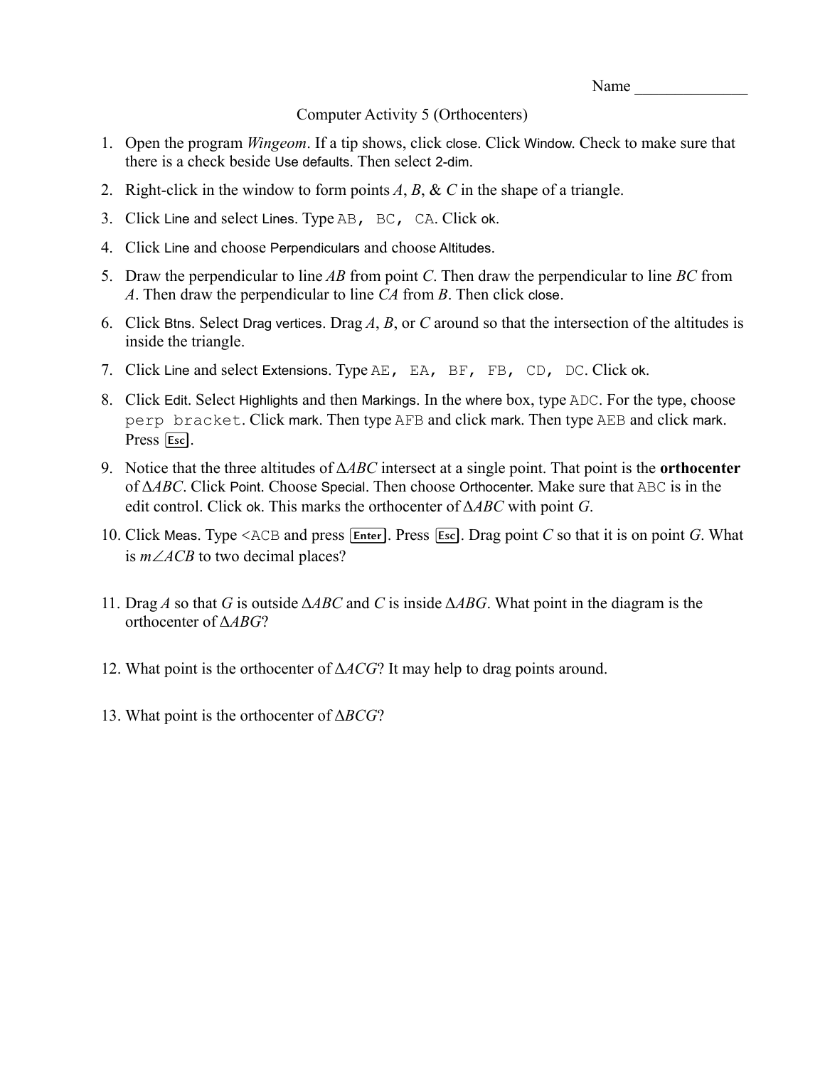Name ______________

## Computer Activity 5 (Orthocenters)

1. Open the program *Wingeom*. If a tip shows, click close. Click Window. Check to make sure that there is a check beside Use defaults. Then select 2-dim.
2. Right-click in the window to form points *A*, *B*, & *C* in the shape of a triangle.
3. Click Line and select Lines. Type `AB, BC, CA`. Click ok.
4. Click Line and choose Perpendiculars and choose Altitudes.
5. Draw the perpendicular to line *AB* from point *C*. Then draw the perpendicular to line *BC* from *A*. Then draw the perpendicular to line *CA* from *B*. Then click close.
6. Click Btns. Select Drag vertices. Drag *A*, *B*, or *C* around so that the intersection of the altitudes is inside the triangle.
7. Click Line and select Extensions. Type `AE, EA, BF, FB, CD, DC`. Click ok.
8. Click Edit. Select Highlights and then Markings. In the where box, type `ADC`. For the type, choose `perp bracket`. Click mark. Then type `AFB` and click mark. Then type `AEB` and click mark. Press Esc.
9. Notice that the three altitudes of $\Delta ABC$ intersect at a single point. That point is the **orthocenter** of $\Delta ABC$. Click Point. Choose Special. Then choose Orthocenter. Make sure that `ABC` is in the edit control. Click ok. This marks the orthocenter of $\Delta ABC$ with point *G*.
10. Click Meas. Type `<ACB` and press Enter. Press Esc. Drag point *C* so that it is on point *G*. What is $m\angle ACB$ to two decimal places?
11. Drag *A* so that *G* is outside $\Delta ABC$ and *C* is inside $\Delta ABG$. What point in the diagram is the orthocenter of $\Delta ABG$?
12. What point is the orthocenter of $\Delta ACG$? It may help to drag points around.
13. What point is the orthocenter of $\Delta BCG$?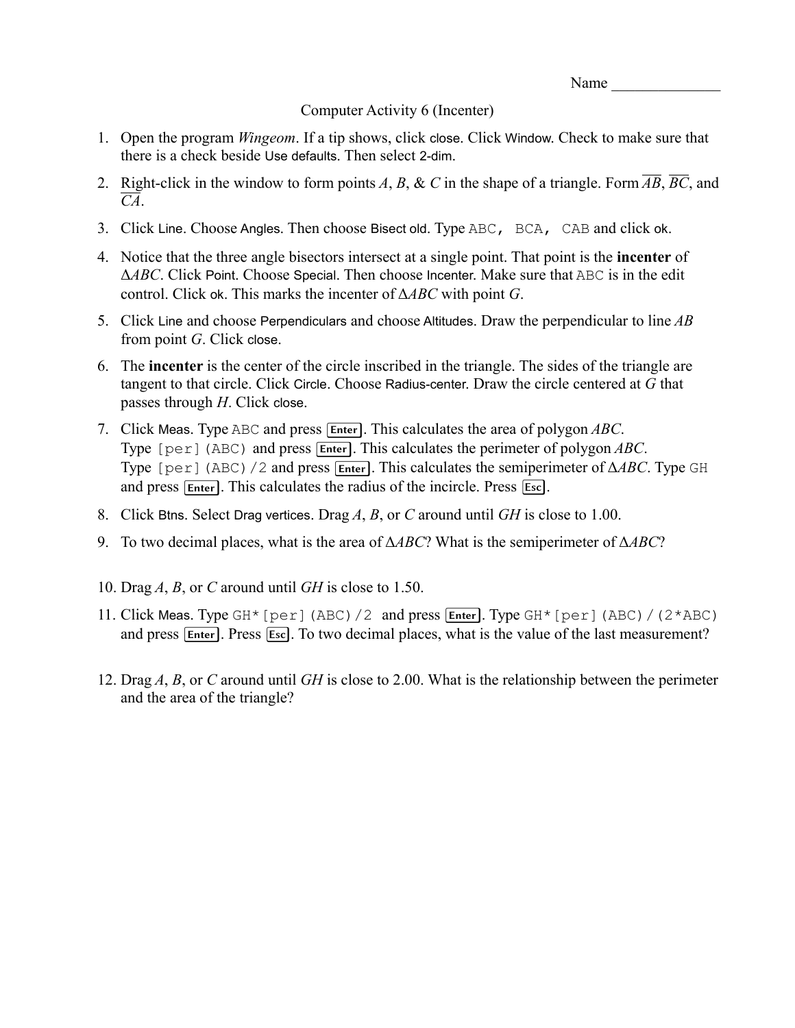Name ______________

Computer Activity 6 (Incenter)

1. Open the program *Wingeom*. If a tip shows, click close. Click Window. Check to make sure that there is a check beside Use defaults. Then select 2-dim.
2. Right-click in the window to form points *A*, *B*, & *C* in the shape of a triangle. Form $\overline{AB}$, $\overline{BC}$, and $\overline{CA}$.
3. Click Line. Choose Angles. Then choose Bisect old. Type `ABC, BCA, CAB` and click ok.
4. Notice that the three angle bisectors intersect at a single point. That point is the **incenter** of $\Delta ABC$. Click Point. Choose Special. Then choose Incenter. Make sure that `ABC` is in the edit control. Click ok. This marks the incenter of $\Delta ABC$ with point *G*.
5. Click Line and choose Perpendiculars and choose Altitudes. Draw the perpendicular to line *AB* from point *G*. Click close.
6. The **incenter** is the center of the circle inscribed in the triangle. The sides of the triangle are tangent to that circle. Click Circle. Choose Radius-center. Draw the circle centered at *G* that passes through *H*. Click close.
7. Click Meas. Type `ABC` and press Enter. This calculates the area of polygon *ABC*.
   Type `[per](ABC)` and press Enter. This calculates the perimeter of polygon *ABC*.
   Type `[per](ABC)/2` and press Enter. This calculates the semiperimeter of $\Delta ABC$. Type `GH` and press Enter. This calculates the radius of the incircle. Press Esc.
8. Click Btns. Select Drag vertices. Drag *A*, *B*, or *C* around until *GH* is close to 1.00.
9. To two decimal places, what is the area of $\Delta ABC$? What is the semiperimeter of $\Delta ABC$?
10. Drag *A*, *B*, or *C* around until *GH* is close to 1.50.
11. Click Meas. Type `GH*[per](ABC)/2` and press Enter. Type `GH*[per](ABC)/(2*ABC)` and press Enter. Press Esc. To two decimal places, what is the value of the last measurement?
12. Drag *A*, *B*, or *C* around until *GH* is close to 2.00. What is the relationship between the perimeter and the area of the triangle?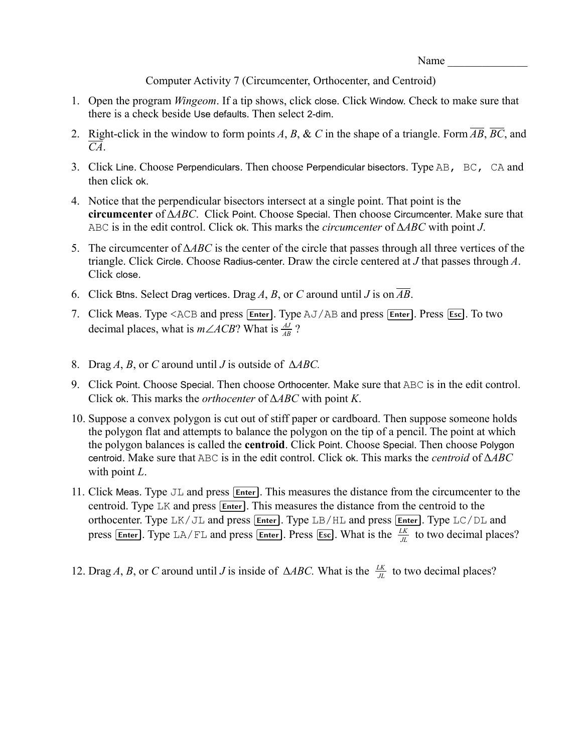Name ______________

Computer Activity 7 (Circumcenter, Orthocenter, and Centroid)

1. Open the program *Wingeom*. If a tip shows, click close. Click Window. Check to make sure that there is a check beside Use defaults. Then select 2-dim.

2. Right-click in the window to form points *A*, *B*, & *C* in the shape of a triangle. Form $\overline{AB}$, $\overline{BC}$, and $\overline{CA}$.

3. Click Line. Choose Perpendiculars. Then choose Perpendicular bisectors. Type `AB, BC, CA` and then click ok.

4. Notice that the perpendicular bisectors intersect at a single point. That point is the **circumcenter** of $\Delta ABC$. Click Point. Choose Special. Then choose Circumcenter. Make sure that `ABC` is in the edit control. Click ok. This marks the *circumcenter* of $\Delta ABC$ with point *J*.

5. The circumcenter of $\Delta ABC$ is the center of the circle that passes through all three vertices of the triangle. Click Circle. Choose Radius-center. Draw the circle centered at *J* that passes through *A*. Click close.

6. Click Btns. Select Drag vertices. Drag *A*, *B*, or *C* around until *J* is on $\overline{AB}$.

7. Click Meas. Type `<ACB` and press Enter. Type `AJ/AB` and press Enter. Press Esc. To two decimal places, what is $m\angle ACB$? What is $\frac{AJ}{AB}$ ?

8. Drag *A*, *B*, or *C* around until *J* is outside of $\Delta ABC$.

9. Click Point. Choose Special. Then choose Orthocenter. Make sure that `ABC` is in the edit control. Click ok. This marks the *orthocenter* of $\Delta ABC$ with point *K*.

10. Suppose a convex polygon is cut out of stiff paper or cardboard. Then suppose someone holds the polygon flat and attempts to balance the polygon on the tip of a pencil. The point at which the polygon balances is called the **centroid**. Click Point. Choose Special. Then choose Polygon centroid. Make sure that `ABC` is in the edit control. Click ok. This marks the *centroid* of $\Delta ABC$ with point *L*.

11. Click Meas. Type `JL` and press Enter. This measures the distance from the circumcenter to the centroid. Type `LK` and press Enter. This measures the distance from the centroid to the orthocenter. Type `LK/JL` and press Enter. Type `LB/HL` and press Enter. Type `LC/DL` and press Enter. Type `LA/FL` and press Enter. Press Esc. What is the $\frac{LK}{JL}$ to two decimal places?

12. Drag *A*, *B*, or *C* around until *J* is inside of $\Delta ABC$. What is the $\frac{LK}{JL}$ to two decimal places?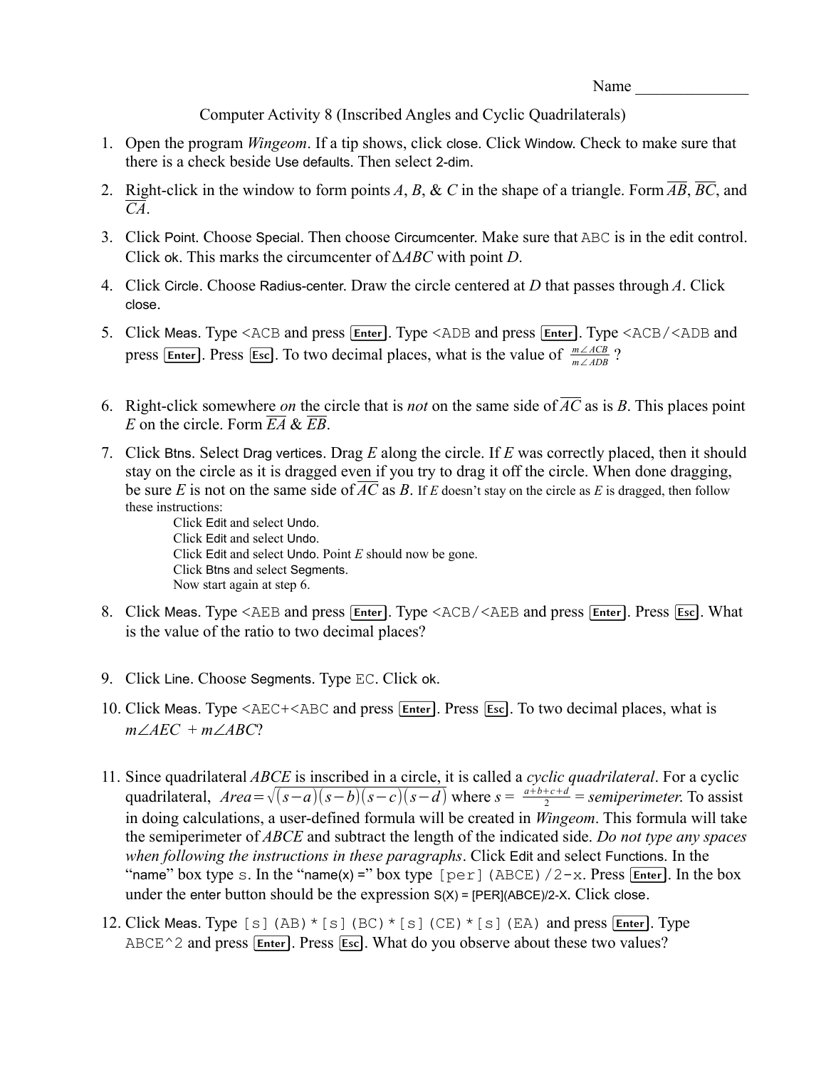Name ______________

Computer Activity 8 (Inscribed Angles and Cyclic Quadrilaterals)

1. Open the program *Wingeom*. If a tip shows, click close. Click Window. Check to make sure that there is a check beside Use defaults. Then select 2-dim.

2. Right-click in the window to form points *A*, *B*, & *C* in the shape of a triangle. Form $\overline{AB}$, $\overline{BC}$, and $\overline{CA}$.

3. Click Point. Choose Special. Then choose Circumcenter. Make sure that `ABC` is in the edit control. Click ok. This marks the circumcenter of $\Delta ABC$ with point *D*.

4. Click Circle. Choose Radius-center. Draw the circle centered at *D* that passes through *A*. Click close.

5. Click Meas. Type `<ACB` and press Enter. Type `<ADB` and press Enter. Type `<ACB/<ADB` and press Enter. Press Esc. To two decimal places, what is the value of $\frac{m\angle ACB}{m\angle ADB}$ ?

6. Right-click somewhere *on* the circle that is *not* on the same side of $\overline{AC}$ as is *B*. This places point *E* on the circle. Form $\overline{EA}$ & $\overline{EB}$.

7. Click Btns. Select Drag vertices. Drag *E* along the circle. If *E* was correctly placed, then it should stay on the circle as it is dragged even if you try to drag it off the circle. When done dragging, be sure *E* is not on the same side of $\overline{AC}$ as *B*. If *E* doesn't stay on the circle as *E* is dragged, then follow these instructions:
   - Click Edit and select Undo.
   - Click Edit and select Undo.
   - Click Edit and select Undo. Point *E* should now be gone.
   - Click Btns and select Segments.
   - Now start again at step 6.

8. Click Meas. Type `<AEB` and press Enter. Type `<ACB/<AEB` and press Enter. Press Esc. What is the value of the ratio to two decimal places?

9. Click Line. Choose Segments. Type `EC`. Click ok.

10. Click Meas. Type `<AEC+<ABC` and press Enter. Press Esc. To two decimal places, what is $m\angle AEC + m\angle ABC$?

11. Since quadrilateral *ABCE* is inscribed in a circle, it is called a *cyclic quadrilateral*. For a cyclic quadrilateral, $Area = \sqrt{(s-a)(s-b)(s-c)(s-d)}$ where $s = \frac{a+b+c+d}{2}$ = *semiperimeter*. To assist in doing calculations, a user-defined formula will be created in *Wingeom*. This formula will take the semiperimeter of *ABCE* and subtract the length of the indicated side. *Do not type any spaces when following the instructions in these paragraphs*. Click Edit and select Functions. In the "name" box type `s`. In the "name(x) =" box type `[per](ABCE)/2-x`. Press Enter. In the box under the enter button should be the expression S(X) = [PER](ABCE)/2-X. Click close.

12. Click Meas. Type `[s](AB)*[s](BC)*[s](CE)*[s](EA)` and press Enter. Type `ABCE^2` and press Enter. Press Esc. What do you observe about these two values?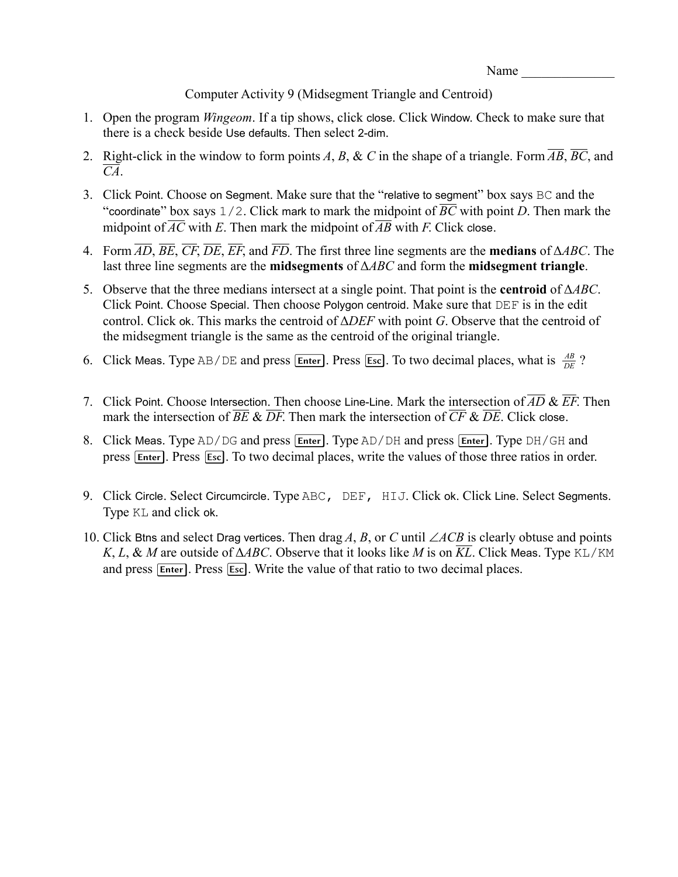Name ______________

Computer Activity 9 (Midsegment Triangle and Centroid)

1. Open the program *Wingeom*. If a tip shows, click close. Click Window. Check to make sure that there is a check beside Use defaults. Then select 2-dim.

2. Right-click in the window to form points *A*, *B*, & *C* in the shape of a triangle. Form $\overline{AB}$, $\overline{BC}$, and $\overline{CA}$.

3. Click Point. Choose on Segment. Make sure that the "relative to segment" box says `BC` and the "coordinate" box says `1/2`. Click mark to mark the midpoint of $\overline{BC}$ with point *D*. Then mark the midpoint of $\overline{AC}$ with *E*. Then mark the midpoint of $\overline{AB}$ with *F*. Click close.

4. Form $\overline{AD}$, $\overline{BE}$, $\overline{CF}$, $\overline{DE}$, $\overline{EF}$, and $\overline{FD}$. The first three line segments are the **medians** of $\Delta ABC$. The last three line segments are the **midsegments** of $\Delta ABC$ and form the **midsegment triangle**.

5. Observe that the three medians intersect at a single point. That point is the **centroid** of $\Delta ABC$. Click Point. Choose Special. Then choose Polygon centroid. Make sure that `DEF` is in the edit control. Click ok. This marks the centroid of $\Delta DEF$ with point *G*. Observe that the centroid of the midsegment triangle is the same as the centroid of the original triangle.

6. Click Meas. Type `AB/DE` and press Enter. Press Esc. To two decimal places, what is $\frac{AB}{DE}$ ?

7. Click Point. Choose Intersection. Then choose Line-Line. Mark the intersection of $\overline{AD}$ & $\overline{EF}$. Then mark the intersection of $\overline{BE}$ & $\overline{DF}$. Then mark the intersection of $\overline{CF}$ & $\overline{DE}$. Click close.

8. Click Meas. Type `AD/DG` and press Enter. Type `AD/DH` and press Enter. Type `DH/GH` and press Enter. Press Esc. To two decimal places, write the values of those three ratios in order.

9. Click Circle. Select Circumcircle. Type `ABC, DEF, HIJ`. Click ok. Click Line. Select Segments. Type `KL` and click ok.

10. Click Btns and select Drag vertices. Then drag *A*, *B*, or *C* until $\angle ACB$ is clearly obtuse and points *K*, *L*, & *M* are outside of $\Delta ABC$. Observe that it looks like *M* is on $\overline{KL}$. Click Meas. Type `KL/KM` and press Enter. Press Esc. Write the value of that ratio to two decimal places.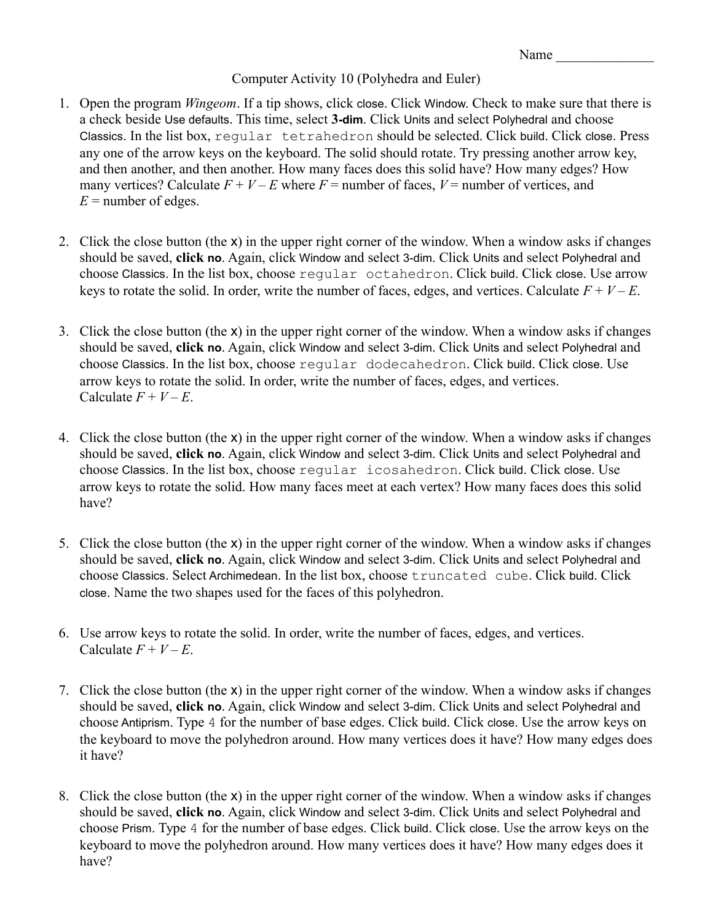Name _______________

Computer Activity 10 (Polyhedra and Euler)

1. Open the program *Wingeom*. If a tip shows, click close. Click Window. Check to make sure that there is a check beside Use defaults. This time, select **3-dim**. Click Units and select Polyhedral and choose Classics. In the list box, `regular tetrahedron` should be selected. Click build. Click close. Press any one of the arrow keys on the keyboard. The solid should rotate. Try pressing another arrow key, and then another, and then another. How many faces does this solid have? How many edges? How many vertices? Calculate $F + V - E$ where $F$ = number of faces, $V$ = number of vertices, and $E$ = number of edges.

2. Click the close button (the x) in the upper right corner of the window. When a window asks if changes should be saved, **click no**. Again, click Window and select 3-dim. Click Units and select Polyhedral and choose Classics. In the list box, choose `regular octahedron`. Click build. Click close. Use arrow keys to rotate the solid. In order, write the number of faces, edges, and vertices. Calculate $F + V - E$.

3. Click the close button (the x) in the upper right corner of the window. When a window asks if changes should be saved, **click no**. Again, click Window and select 3-dim. Click Units and select Polyhedral and choose Classics. In the list box, choose `regular dodecahedron`. Click build. Click close. Use arrow keys to rotate the solid. In order, write the number of faces, edges, and vertices. Calculate $F + V - E$.

4. Click the close button (the x) in the upper right corner of the window. When a window asks if changes should be saved, **click no**. Again, click Window and select 3-dim. Click Units and select Polyhedral and choose Classics. In the list box, choose `regular icosahedron`. Click build. Click close. Use arrow keys to rotate the solid. How many faces meet at each vertex? How many faces does this solid have?

5. Click the close button (the x) in the upper right corner of the window. When a window asks if changes should be saved, **click no**. Again, click Window and select 3-dim. Click Units and select Polyhedral and choose Classics. Select Archimedean. In the list box, choose `truncated cube`. Click build. Click close. Name the two shapes used for the faces of this polyhedron.

6. Use arrow keys to rotate the solid. In order, write the number of faces, edges, and vertices. Calculate $F + V - E$.

7. Click the close button (the x) in the upper right corner of the window. When a window asks if changes should be saved, **click no**. Again, click Window and select 3-dim. Click Units and select Polyhedral and choose Antiprism. Type `4` for the number of base edges. Click build. Click close. Use the arrow keys on the keyboard to move the polyhedron around. How many vertices does it have? How many edges does it have?

8. Click the close button (the x) in the upper right corner of the window. When a window asks if changes should be saved, **click no**. Again, click Window and select 3-dim. Click Units and select Polyhedral and choose Prism. Type `4` for the number of base edges. Click build. Click close. Use the arrow keys on the keyboard to move the polyhedron around. How many vertices does it have? How many edges does it have?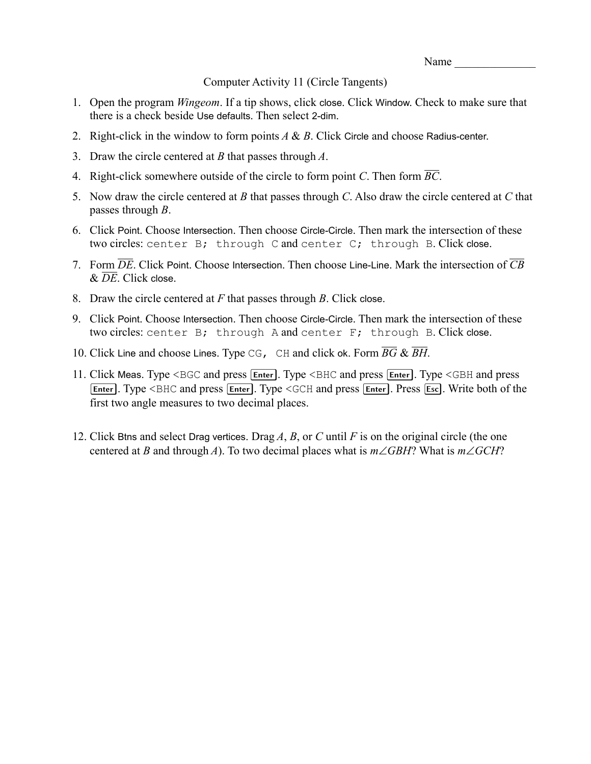Name ______________

Computer Activity 11 (Circle Tangents)

1. Open the program *Wingeom*. If a tip shows, click close. Click Window. Check to make sure that there is a check beside Use defaults. Then select 2-dim.
2. Right-click in the window to form points *A* & *B*. Click Circle and choose Radius-center.
3. Draw the circle centered at *B* that passes through *A*.
4. Right-click somewhere outside of the circle to form point *C*. Then form $\overline{BC}$.
5. Now draw the circle centered at *B* that passes through *C*. Also draw the circle centered at *C* that passes through *B*.
6. Click Point. Choose Intersection. Then choose Circle-Circle. Then mark the intersection of these two circles: `center B; through C` and `center C; through B`. Click close.
7. Form $\overline{DE}$. Click Point. Choose Intersection. Then choose Line-Line. Mark the intersection of $\overline{CB}$ & $\overline{DE}$. Click close.
8. Draw the circle centered at *F* that passes through *B*. Click close.
9. Click Point. Choose Intersection. Then choose Circle-Circle. Then mark the intersection of these two circles: `center B; through A` and `center F; through B`. Click close.
10. Click Line and choose Lines. Type `CG, CH` and click ok. Form $\overline{BG}$ & $\overline{BH}$.
11. Click Meas. Type `<BGC` and press Enter. Type `<BHC` and press Enter. Type `<GBH` and press Enter. Type `<BHC` and press Enter. Type `<GCH` and press Enter. Press Esc. Write both of the first two angle measures to two decimal places.
12. Click Btns and select Drag vertices. Drag *A*, *B*, or *C* until *F* is on the original circle (the one centered at *B* and through *A*). To two decimal places what is $m\angle GBH$? What is $m\angle GCH$?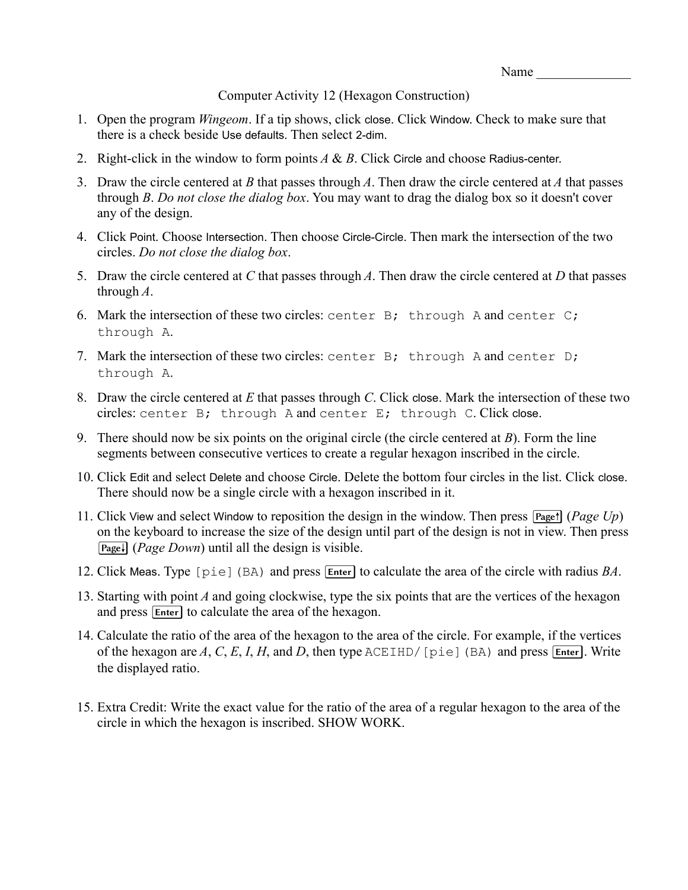Name ______________

Computer Activity 12 (Hexagon Construction)

1. Open the program *Wingeom*. If a tip shows, click close. Click Window. Check to make sure that there is a check beside Use defaults. Then select 2-dim.
2. Right-click in the window to form points *A* & *B*. Click Circle and choose Radius-center.
3. Draw the circle centered at *B* that passes through *A*. Then draw the circle centered at *A* that passes through *B*. *Do not close the dialog box*. You may want to drag the dialog box so it doesn't cover any of the design.
4. Click Point. Choose Intersection. Then choose Circle-Circle. Then mark the intersection of the two circles. *Do not close the dialog box*.
5. Draw the circle centered at *C* that passes through *A*. Then draw the circle centered at *D* that passes through *A*.
6. Mark the intersection of these two circles: `center B; through A` and `center C; through A`.
7. Mark the intersection of these two circles: `center B; through A` and `center D; through A`.
8. Draw the circle centered at *E* that passes through *C*. Click close. Mark the intersection of these two circles: `center B; through A` and `center E; through C`. Click close.
9. There should now be six points on the original circle (the circle centered at *B*). Form the line segments between consecutive vertices to create a regular hexagon inscribed in the circle.
10. Click Edit and select Delete and choose Circle. Delete the bottom four circles in the list. Click close. There should now be a single circle with a hexagon inscribed in it.
11. Click View and select Window to reposition the design in the window. Then press Page↑ (*Page Up*) on the keyboard to increase the size of the design until part of the design is not in view. Then press Page↓ (*Page Down*) until all the design is visible.
12. Click Meas. Type `[pie](BA)` and press Enter to calculate the area of the circle with radius *BA*.
13. Starting with point *A* and going clockwise, type the six points that are the vertices of the hexagon and press Enter to calculate the area of the hexagon.
14. Calculate the ratio of the area of the hexagon to the area of the circle. For example, if the vertices of the hexagon are *A*, *C*, *E*, *I*, *H*, and *D*, then type `ACEIHD/[pie](BA)` and press Enter. Write the displayed ratio.
15. Extra Credit: Write the exact value for the ratio of the area of a regular hexagon to the area of the circle in which the hexagon is inscribed. SHOW WORK.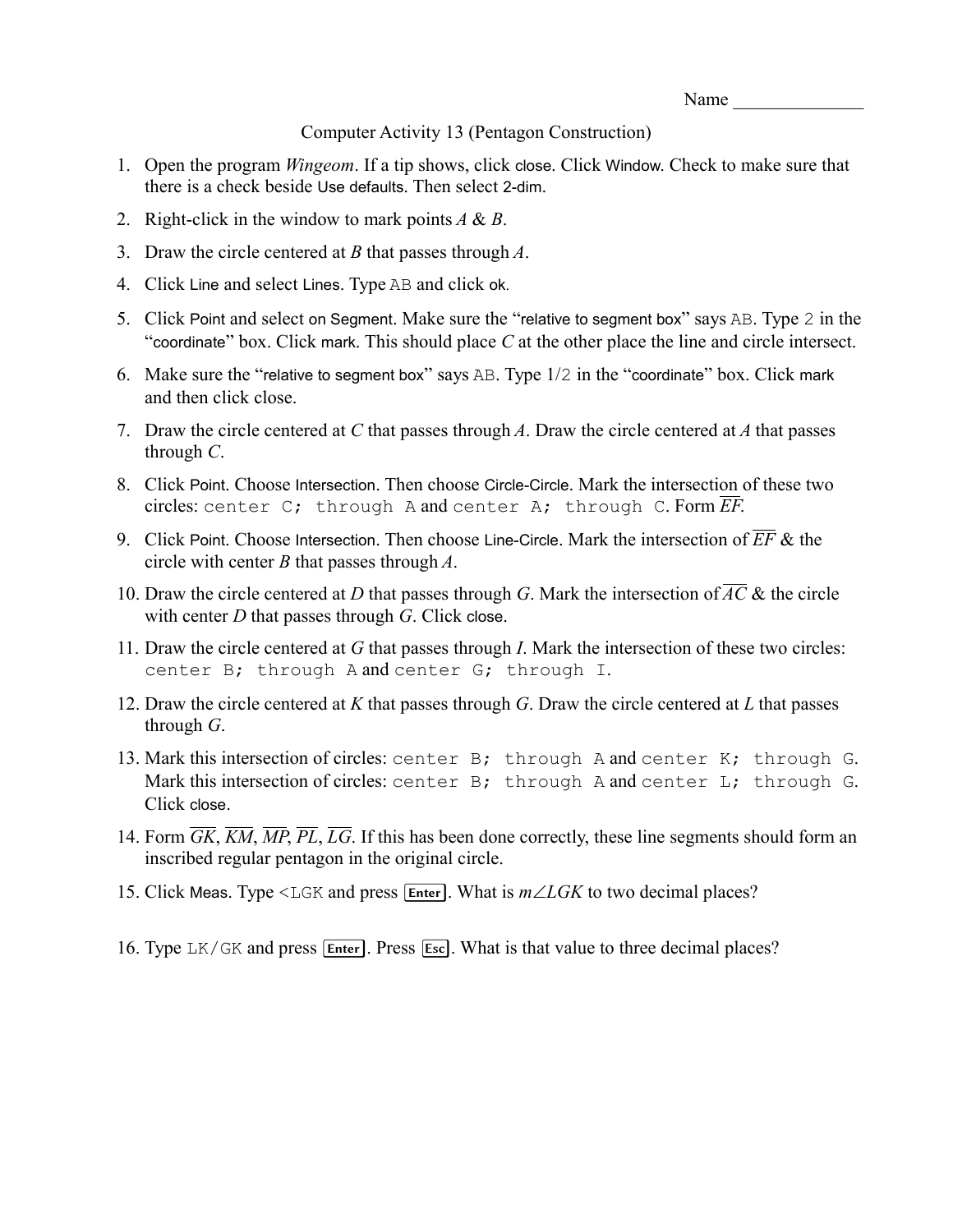Name ______________

# Computer Activity 13 (Pentagon Construction)

1. Open the program *Wingeom*. If a tip shows, click close. Click Window. Check to make sure that there is a check beside Use defaults. Then select 2-dim.
2. Right-click in the window to mark points *A* & *B*.
3. Draw the circle centered at *B* that passes through *A*.
4. Click Line and select Lines. Type `AB` and click ok.
5. Click Point and select on Segment. Make sure the "relative to segment box" says `AB`. Type `2` in the "coordinate" box. Click mark. This should place *C* at the other place the line and circle intersect.
6. Make sure the "relative to segment box" says `AB`. Type `1/2` in the "coordinate" box. Click mark and then click close.
7. Draw the circle centered at *C* that passes through *A*. Draw the circle centered at *A* that passes through *C*.
8. Click Point. Choose Intersection. Then choose Circle-Circle. Mark the intersection of these two circles: `center C; through A` and `center A; through C`. Form $\overline{EF}$.
9. Click Point. Choose Intersection. Then choose Line-Circle. Mark the intersection of $\overline{EF}$ & the circle with center *B* that passes through *A*.
10. Draw the circle centered at *D* that passes through *G*. Mark the intersection of $\overline{AC}$ & the circle with center *D* that passes through *G*. Click close.
11. Draw the circle centered at *G* that passes through *I*. Mark the intersection of these two circles: `center B; through A` and `center G; through I`.
12. Draw the circle centered at *K* that passes through *G*. Draw the circle centered at *L* that passes through *G*.
13. Mark this intersection of circles: `center B; through A` and `center K; through G`. Mark this intersection of circles: `center B; through A` and `center L; through G`. Click close.
14. Form $\overline{GK}$, $\overline{KM}$, $\overline{MP}$, $\overline{PL}$, $\overline{LG}$. If this has been done correctly, these line segments should form an inscribed regular pentagon in the original circle.
15. Click Meas. Type `<LGK` and press Enter. What is $m\angle LGK$ to two decimal places?
16. Type `LK/GK` and press Enter. Press Esc. What is that value to three decimal places?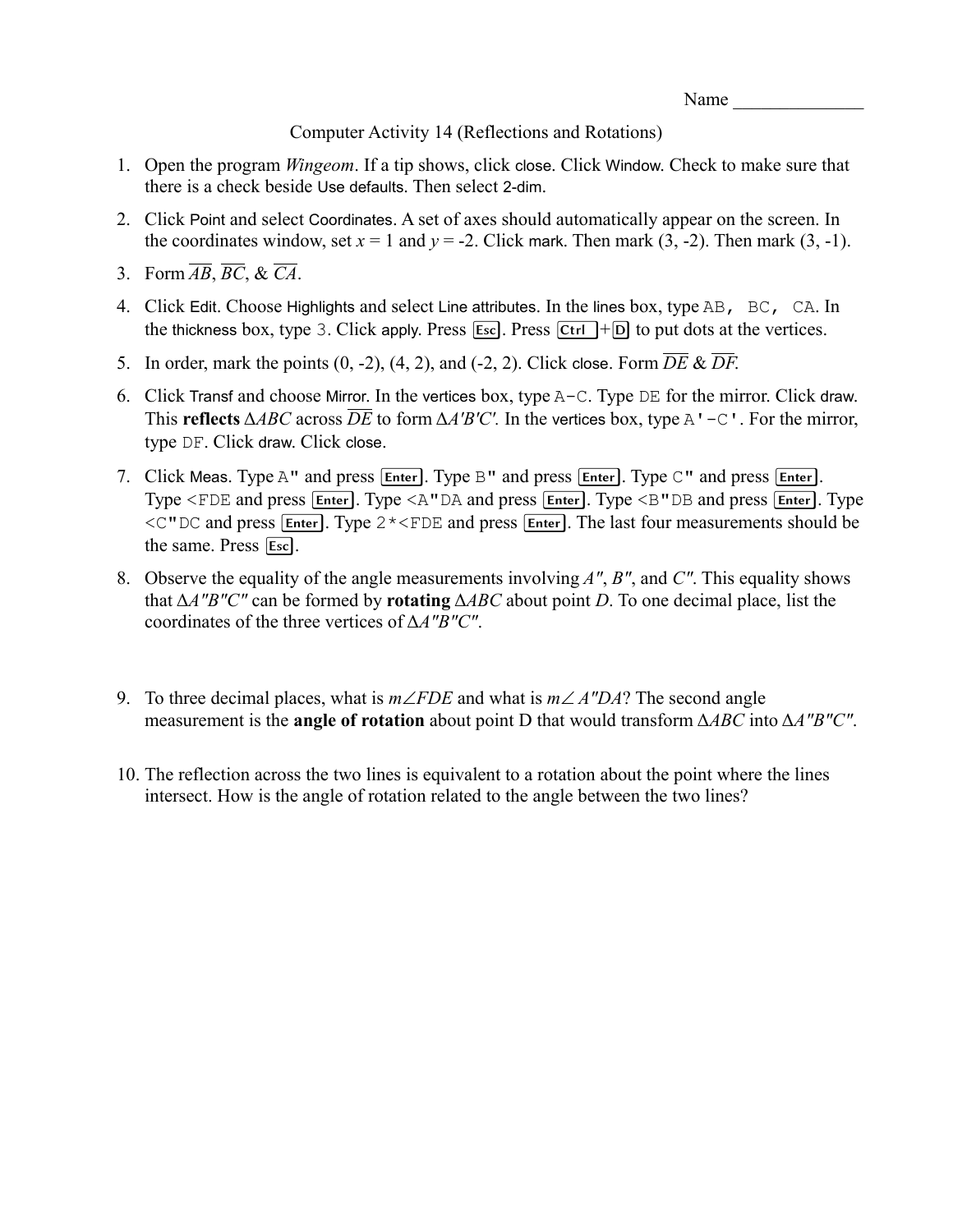Name ______________

Computer Activity 14 (Reflections and Rotations)

1. Open the program *Wingeom*. If a tip shows, click close. Click Window. Check to make sure that there is a check beside Use defaults. Then select 2-dim.

2. Click Point and select Coordinates. A set of axes should automatically appear on the screen. In the coordinates window, set $x = 1$ and $y = -2$. Click mark. Then mark (3, -2). Then mark (3, -1).

3. Form $\overline{AB}$, $\overline{BC}$, & $\overline{CA}$.

4. Click Edit. Choose Highlights and select Line attributes. In the lines box, type `AB, BC, CA`. In the thickness box, type `3`. Click apply. Press Esc. Press Ctrl+D to put dots at the vertices.

5. In order, mark the points (0, -2), (4, 2), and (-2, 2). Click close. Form $\overline{DE}$ & $\overline{DF}$.

6. Click Transf and choose Mirror. In the vertices box, type `A-C`. Type `DE` for the mirror. Click draw. This **reflects** $\Delta ABC$ across $\overline{DE}$ to form $\Delta A'B'C'$. In the vertices box, type `A'-C'`. For the mirror, type `DF`. Click draw. Click close.

7. Click Meas. Type `A"` and press Enter. Type `B"` and press Enter. Type `C"` and press Enter. Type `<FDE` and press Enter. Type `<A"DA` and press Enter. Type `<B"DB` and press Enter. Type `<C"DC` and press Enter. Type `2*<FDE` and press Enter. The last four measurements should be the same. Press Esc.

8. Observe the equality of the angle measurements involving $A''$, $B''$, and $C''$. This equality shows that $\Delta A''B''C''$ can be formed by **rotating** $\Delta ABC$ about point $D$. To one decimal place, list the coordinates of the three vertices of $\Delta A''B''C''$.

9. To three decimal places, what is $m\angle FDE$ and what is $m\angle A''DA$? The second angle measurement is the **angle of rotation** about point D that would transform $\Delta ABC$ into $\Delta A''B''C''$.

10. The reflection across the two lines is equivalent to a rotation about the point where the lines intersect. How is the angle of rotation related to the angle between the two lines?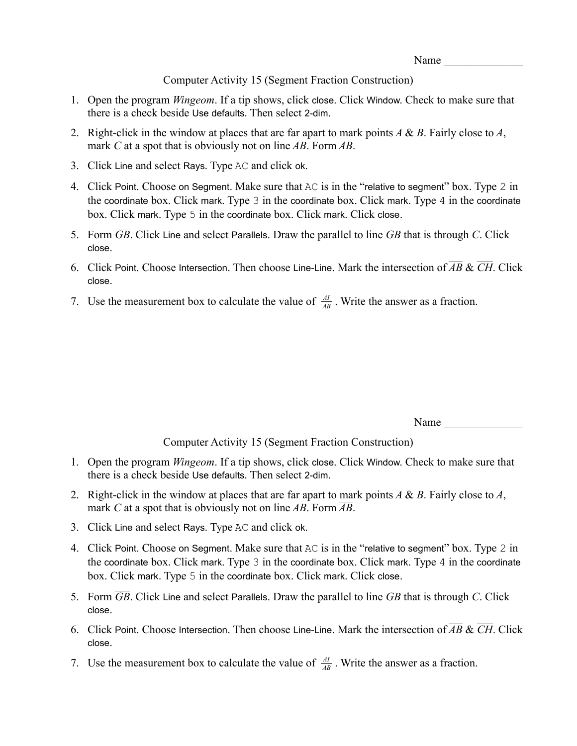Name ______________

Computer Activity 15 (Segment Fraction Construction)

1. Open the program *Wingeom*. If a tip shows, click close. Click Window. Check to make sure that there is a check beside Use defaults. Then select 2-dim.
2. Right-click in the window at places that are far apart to mark points *A* & *B*. Fairly close to *A*, mark *C* at a spot that is obviously not on line *AB*. Form $\overline{AB}$.
3. Click Line and select Rays. Type `AC` and click ok.
4. Click Point. Choose on Segment. Make sure that `AC` is in the "relative to segment" box. Type `2` in the coordinate box. Click mark. Type `3` in the coordinate box. Click mark. Type `4` in the coordinate box. Click mark. Type `5` in the coordinate box. Click mark. Click close.
5. Form $\overline{GB}$. Click Line and select Parallels. Draw the parallel to line *GB* that is through *C*. Click close.
6. Click Point. Choose Intersection. Then choose Line-Line. Mark the intersection of $\overline{AB}$ & $\overline{CH}$. Click close.
7. Use the measurement box to calculate the value of $\frac{AI}{AB}$. Write the answer as a fraction.

Name ______________

Computer Activity 15 (Segment Fraction Construction)

1. Open the program *Wingeom*. If a tip shows, click close. Click Window. Check to make sure that there is a check beside Use defaults. Then select 2-dim.
2. Right-click in the window at places that are far apart to mark points *A* & *B*. Fairly close to *A*, mark *C* at a spot that is obviously not on line *AB*. Form $\overline{AB}$.
3. Click Line and select Rays. Type `AC` and click ok.
4. Click Point. Choose on Segment. Make sure that `AC` is in the "relative to segment" box. Type `2` in the coordinate box. Click mark. Type `3` in the coordinate box. Click mark. Type `4` in the coordinate box. Click mark. Type `5` in the coordinate box. Click mark. Click close.
5. Form $\overline{GB}$. Click Line and select Parallels. Draw the parallel to line *GB* that is through *C*. Click close.
6. Click Point. Choose Intersection. Then choose Line-Line. Mark the intersection of $\overline{AB}$ & $\overline{CH}$. Click close.
7. Use the measurement box to calculate the value of $\frac{AI}{AB}$. Write the answer as a fraction.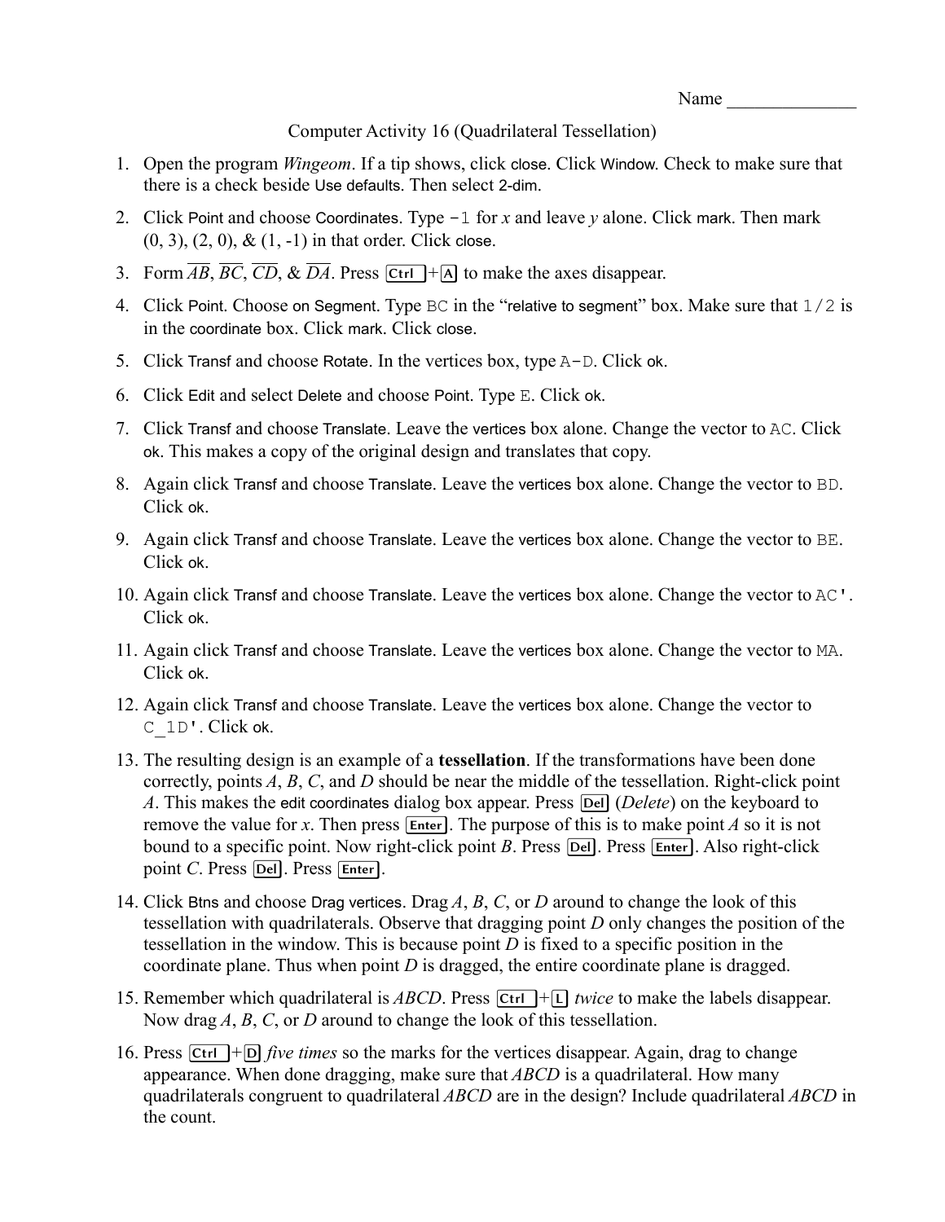Name ______________

Computer Activity 16 (Quadrilateral Tessellation)

1. Open the program *Wingeom*. If a tip shows, click close. Click Window. Check to make sure that there is a check beside Use defaults. Then select 2-dim.
2. Click Point and choose Coordinates. Type `-1` for *x* and leave *y* alone. Click mark. Then mark (0, 3), (2, 0), & (1, -1) in that order. Click close.
3. Form $\overline{AB}$, $\overline{BC}$, $\overline{CD}$, & $\overline{DA}$. Press Ctrl + A to make the axes disappear.
4. Click Point. Choose on Segment. Type `BC` in the "relative to segment" box. Make sure that `1/2` is in the coordinate box. Click mark. Click close.
5. Click Transf and choose Rotate. In the vertices box, type `A-D`. Click ok.
6. Click Edit and select Delete and choose Point. Type `E`. Click ok.
7. Click Transf and choose Translate. Leave the vertices box alone. Change the vector to `AC`. Click ok. This makes a copy of the original design and translates that copy.
8. Again click Transf and choose Translate. Leave the vertices box alone. Change the vector to `BD`. Click ok.
9. Again click Transf and choose Translate. Leave the vertices box alone. Change the vector to `BE`. Click ok.
10. Again click Transf and choose Translate. Leave the vertices box alone. Change the vector to `AC'`. Click ok.
11. Again click Transf and choose Translate. Leave the vertices box alone. Change the vector to `MA`. Click ok.
12. Again click Transf and choose Translate. Leave the vertices box alone. Change the vector to `C_1D'`. Click ok.
13. The resulting design is an example of a **tessellation**. If the transformations have been done correctly, points *A*, *B*, *C*, and *D* should be near the middle of the tessellation. Right-click point *A*. This makes the edit coordinates dialog box appear. Press Del (*Delete*) on the keyboard to remove the value for *x*. Then press Enter. The purpose of this is to make point *A* so it is not bound to a specific point. Now right-click point *B*. Press Del. Press Enter. Also right-click point *C*. Press Del. Press Enter.
14. Click Btns and choose Drag vertices. Drag *A*, *B*, *C*, or *D* around to change the look of this tessellation with quadrilaterals. Observe that dragging point *D* only changes the position of the tessellation in the window. This is because point *D* is fixed to a specific position in the coordinate plane. Thus when point *D* is dragged, the entire coordinate plane is dragged.
15. Remember which quadrilateral is *ABCD*. Press Ctrl + L *twice* to make the labels disappear. Now drag *A*, *B*, *C*, or *D* around to change the look of this tessellation.
16. Press Ctrl + D *five times* so the marks for the vertices disappear. Again, drag to change appearance. When done dragging, make sure that *ABCD* is a quadrilateral. How many quadrilaterals congruent to quadrilateral *ABCD* are in the design? Include quadrilateral *ABCD* in the count.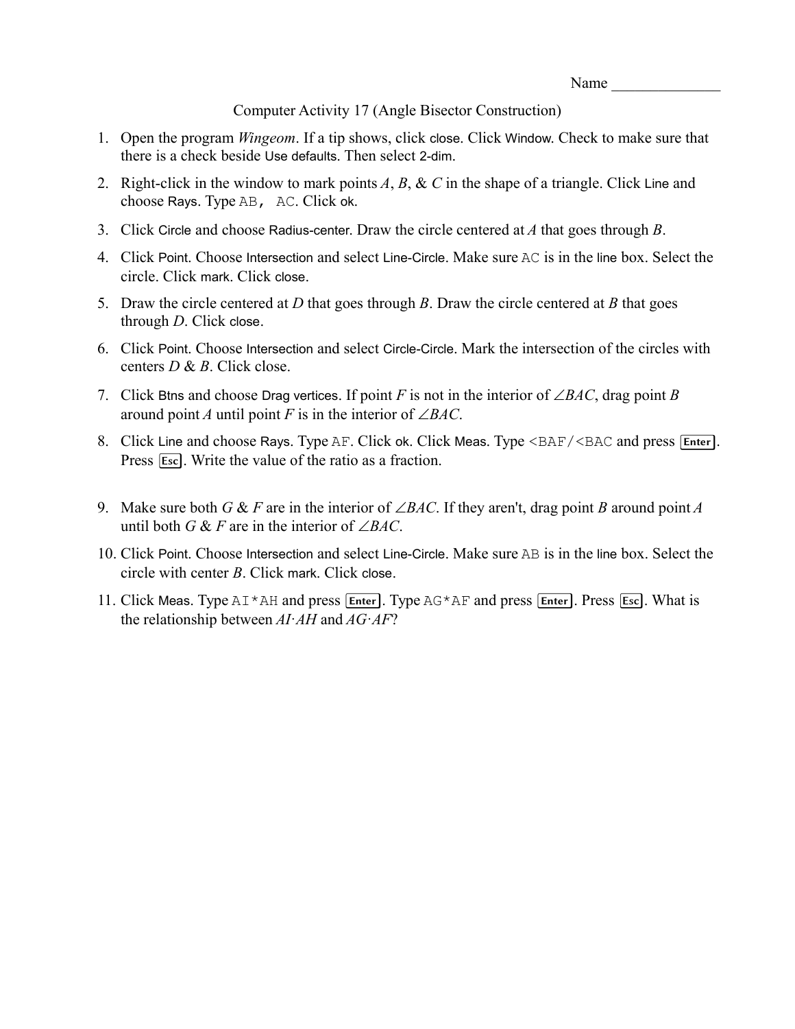Name ______________

Computer Activity 17 (Angle Bisector Construction)

1. Open the program *Wingeom*. If a tip shows, click close. Click Window. Check to make sure that there is a check beside Use defaults. Then select 2-dim.
2. Right-click in the window to mark points *A*, *B*, & *C* in the shape of a triangle. Click Line and choose Rays. Type `AB, AC`. Click ok.
3. Click Circle and choose Radius-center. Draw the circle centered at *A* that goes through *B*.
4. Click Point. Choose Intersection and select Line-Circle. Make sure `AC` is in the line box. Select the circle. Click mark. Click close.
5. Draw the circle centered at *D* that goes through *B*. Draw the circle centered at *B* that goes through *D*. Click close.
6. Click Point. Choose Intersection and select Circle-Circle. Mark the intersection of the circles with centers *D* & *B*. Click close.
7. Click Btns and choose Drag vertices. If point *F* is not in the interior of $\angle BAC$, drag point *B* around point *A* until point *F* is in the interior of $\angle BAC$.
8. Click Line and choose Rays. Type `AF`. Click ok. Click Meas. Type `<BAF/<BAC` and press Enter. Press Esc. Write the value of the ratio as a fraction.
9. Make sure both *G* & *F* are in the interior of $\angle BAC$. If they aren't, drag point *B* around point *A* until both *G* & *F* are in the interior of $\angle BAC$.
10. Click Point. Choose Intersection and select Line-Circle. Make sure `AB` is in the line box. Select the circle with center *B*. Click mark. Click close.
11. Click Meas. Type `AI*AH` and press Enter. Type `AG*AF` and press Enter. Press Esc. What is the relationship between $AI \cdot AH$ and $AG \cdot AF$?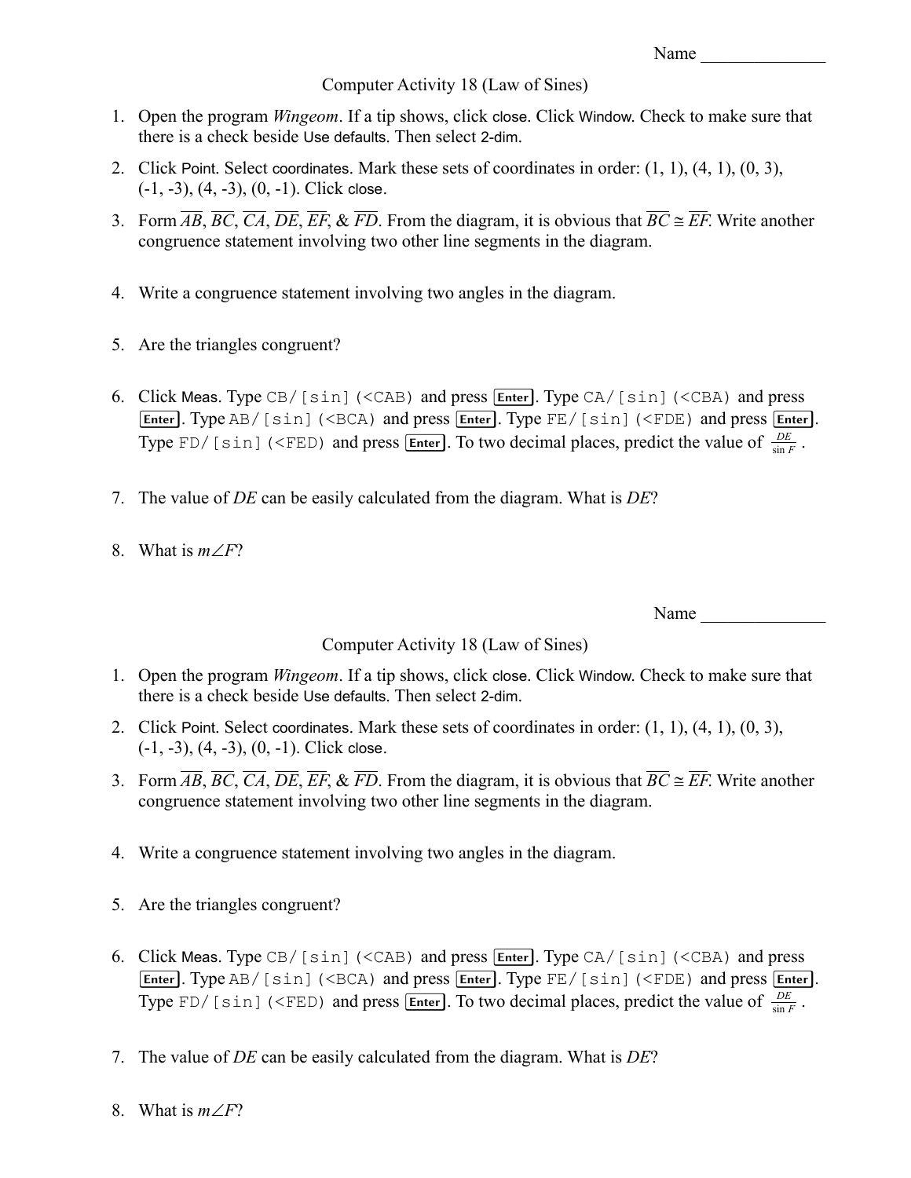Name ______________

## Computer Activity 18 (Law of Sines)

1. Open the program *Wingeom*. If a tip shows, click close. Click Window. Check to make sure that there is a check beside Use defaults. Then select 2-dim.
2. Click Point. Select coordinates. Mark these sets of coordinates in order: (1, 1), (4, 1), (0, 3), (-1, -3), (4, -3), (0, -1). Click close.
3. Form $\overline{AB}$, $\overline{BC}$, $\overline{CA}$, $\overline{DE}$, $\overline{EF}$, & $\overline{FD}$. From the diagram, it is obvious that $\overline{BC} \cong \overline{EF}$. Write another congruence statement involving two other line segments in the diagram.
4. Write a congruence statement involving two angles in the diagram.
5. Are the triangles congruent?
6. Click Meas. Type `CB/[sin](<CAB)` and press Enter. Type `CA/[sin](<CBA)` and press Enter. Type `AB/[sin](<BCA)` and press Enter. Type `FE/[sin](<FDE)` and press Enter. Type `FD/[sin](<FED)` and press Enter. To two decimal places, predict the value of $\frac{DE}{\sin F}$.
7. The value of *DE* can be easily calculated from the diagram. What is *DE*?
8. What is $m\angle F$?

Name ______________

## Computer Activity 18 (Law of Sines)

1. Open the program *Wingeom*. If a tip shows, click close. Click Window. Check to make sure that there is a check beside Use defaults. Then select 2-dim.
2. Click Point. Select coordinates. Mark these sets of coordinates in order: (1, 1), (4, 1), (0, 3), (-1, -3), (4, -3), (0, -1). Click close.
3. Form $\overline{AB}$, $\overline{BC}$, $\overline{CA}$, $\overline{DE}$, $\overline{EF}$, & $\overline{FD}$. From the diagram, it is obvious that $\overline{BC} \cong \overline{EF}$. Write another congruence statement involving two other line segments in the diagram.
4. Write a congruence statement involving two angles in the diagram.
5. Are the triangles congruent?
6. Click Meas. Type `CB/[sin](<CAB)` and press Enter. Type `CA/[sin](<CBA)` and press Enter. Type `AB/[sin](<BCA)` and press Enter. Type `FE/[sin](<FDE)` and press Enter. Type `FD/[sin](<FED)` and press Enter. To two decimal places, predict the value of $\frac{DE}{\sin F}$.
7. The value of *DE* can be easily calculated from the diagram. What is *DE*?
8. What is $m\angle F$?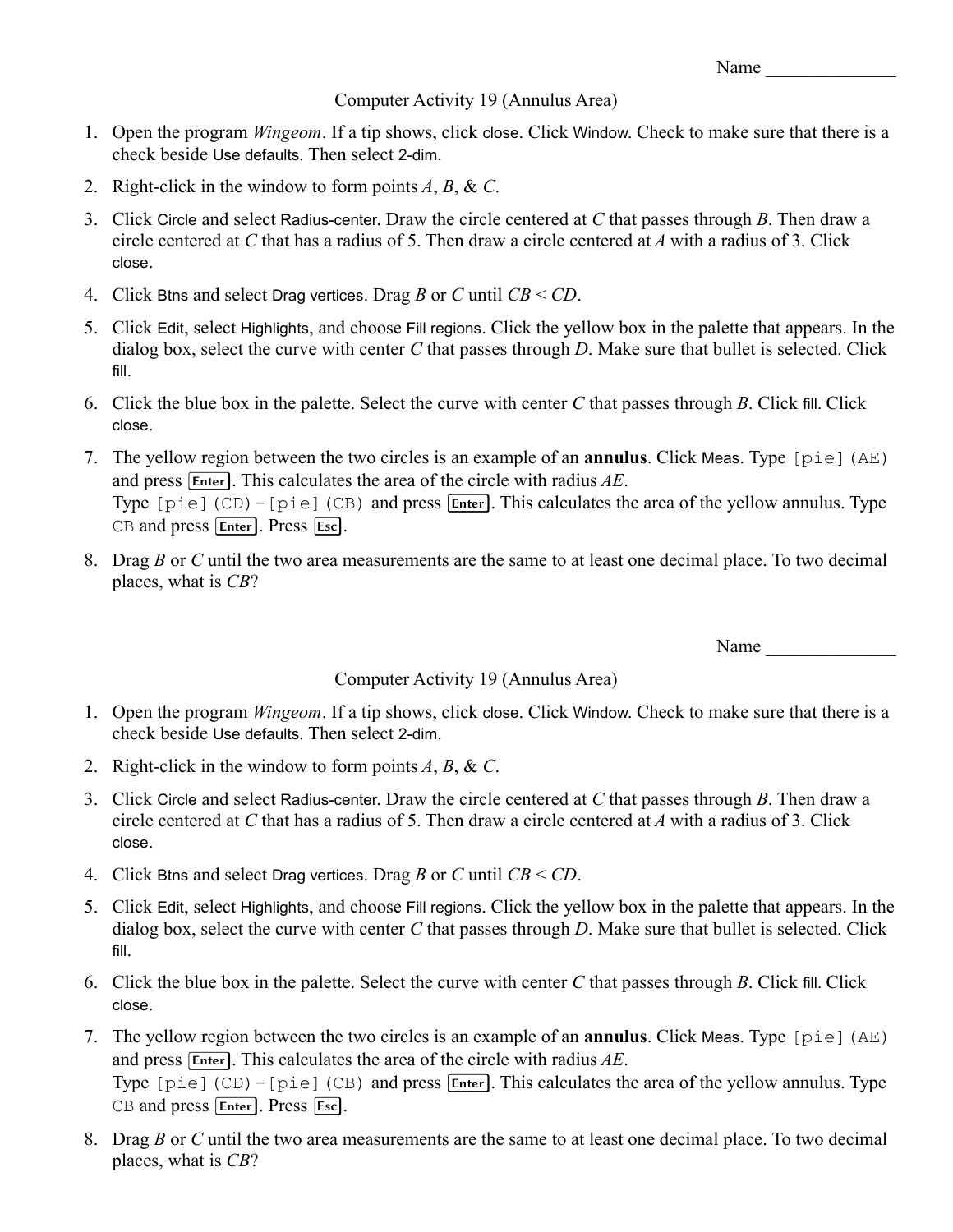Name ______________

Computer Activity 19 (Annulus Area)

1. Open the program *Wingeom*. If a tip shows, click close. Click Window. Check to make sure that there is a check beside Use defaults. Then select 2-dim.
2. Right-click in the window to form points *A*, *B*, & *C*.
3. Click Circle and select Radius-center. Draw the circle centered at *C* that passes through *B*. Then draw a circle centered at *C* that has a radius of 5. Then draw a circle centered at *A* with a radius of 3. Click close.
4. Click Btns and select Drag vertices. Drag *B* or *C* until $CB < CD$.
5. Click Edit, select Highlights, and choose Fill regions. Click the yellow box in the palette that appears. In the dialog box, select the curve with center *C* that passes through *D*. Make sure that bullet is selected. Click fill.
6. Click the blue box in the palette. Select the curve with center *C* that passes through *B*. Click fill. Click close.
7. The yellow region between the two circles is an example of an **annulus**. Click Meas. Type `[pie](AE)` and press Enter. This calculates the area of the circle with radius *AE*.
   Type `[pie](CD)-[pie](CB)` and press Enter. This calculates the area of the yellow annulus. Type `CB` and press Enter. Press Esc.
8. Drag *B* or *C* until the two area measurements are the same to at least one decimal place. To two decimal places, what is *CB*?

Name ______________

Computer Activity 19 (Annulus Area)

1. Open the program *Wingeom*. If a tip shows, click close. Click Window. Check to make sure that there is a check beside Use defaults. Then select 2-dim.
2. Right-click in the window to form points *A*, *B*, & *C*.
3. Click Circle and select Radius-center. Draw the circle centered at *C* that passes through *B*. Then draw a circle centered at *C* that has a radius of 5. Then draw a circle centered at *A* with a radius of 3. Click close.
4. Click Btns and select Drag vertices. Drag *B* or *C* until $CB < CD$.
5. Click Edit, select Highlights, and choose Fill regions. Click the yellow box in the palette that appears. In the dialog box, select the curve with center *C* that passes through *D*. Make sure that bullet is selected. Click fill.
6. Click the blue box in the palette. Select the curve with center *C* that passes through *B*. Click fill. Click close.
7. The yellow region between the two circles is an example of an **annulus**. Click Meas. Type `[pie](AE)` and press Enter. This calculates the area of the circle with radius *AE*.
   Type `[pie](CD)-[pie](CB)` and press Enter. This calculates the area of the yellow annulus. Type `CB` and press Enter. Press Esc.
8. Drag *B* or *C* until the two area measurements are the same to at least one decimal place. To two decimal places, what is *CB*?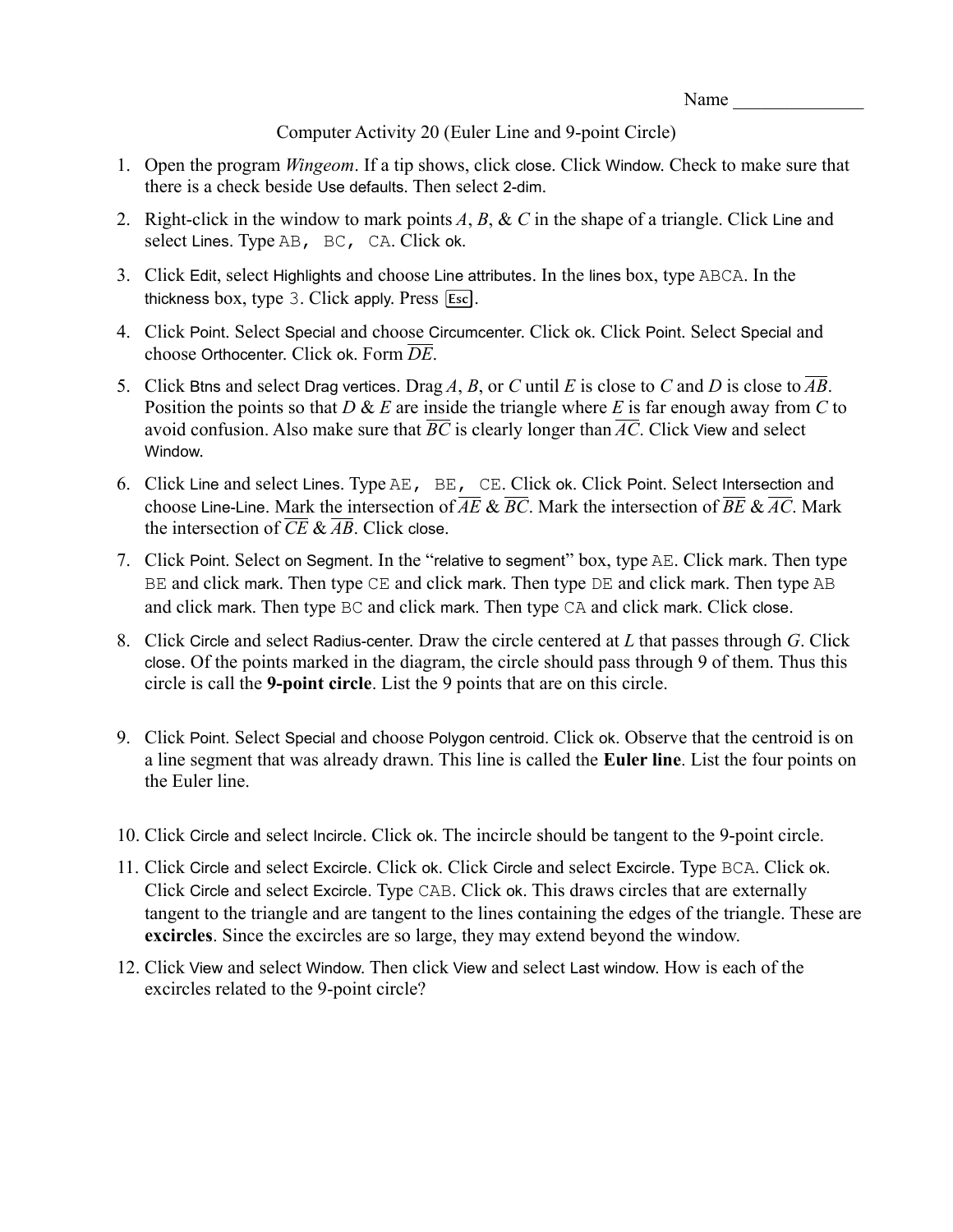Name ______________

Computer Activity 20 (Euler Line and 9-point Circle)

1. Open the program *Wingeom*. If a tip shows, click close. Click Window. Check to make sure that there is a check beside Use defaults. Then select 2-dim.

2. Right-click in the window to mark points $A$, $B$, & $C$ in the shape of a triangle. Click Line and select Lines. Type `AB, BC, CA`. Click ok.

3. Click Edit, select Highlights and choose Line attributes. In the lines box, type `ABCA`. In the thickness box, type `3`. Click apply. Press Esc.

4. Click Point. Select Special and choose Circumcenter. Click ok. Click Point. Select Special and choose Orthocenter. Click ok. Form $\overline{DE}$.

5. Click Btns and select Drag vertices. Drag $A$, $B$, or $C$ until $E$ is close to $C$ and $D$ is close to $\overline{AB}$. Position the points so that $D$ & $E$ are inside the triangle where $E$ is far enough away from $C$ to avoid confusion. Also make sure that $\overline{BC}$ is clearly longer than $\overline{AC}$. Click View and select Window.

6. Click Line and select Lines. Type `AE, BE, CE`. Click ok. Click Point. Select Intersection and choose Line-Line. Mark the intersection of $\overline{AE}$ & $\overline{BC}$. Mark the intersection of $\overline{BE}$ & $\overline{AC}$. Mark the intersection of $\overline{CE}$ & $\overline{AB}$. Click close.

7. Click Point. Select on Segment. In the "relative to segment" box, type `AE`. Click mark. Then type `BE` and click mark. Then type `CE` and click mark. Then type `DE` and click mark. Then type `AB` and click mark. Then type `BC` and click mark. Then type `CA` and click mark. Click close.

8. Click Circle and select Radius-center. Draw the circle centered at $L$ that passes through $G$. Click close. Of the points marked in the diagram, the circle should pass through 9 of them. Thus this circle is call the **9-point circle**. List the 9 points that are on this circle.

9. Click Point. Select Special and choose Polygon centroid. Click ok. Observe that the centroid is on a line segment that was already drawn. This line is called the **Euler line**. List the four points on the Euler line.

10. Click Circle and select Incircle. Click ok. The incircle should be tangent to the 9-point circle.

11. Click Circle and select Excircle. Click ok. Click Circle and select Excircle. Type `BCA`. Click ok. Click Circle and select Excircle. Type `CAB`. Click ok. This draws circles that are externally tangent to the triangle and are tangent to the lines containing the edges of the triangle. These are **excircles**. Since the excircles are so large, they may extend beyond the window.

12. Click View and select Window. Then click View and select Last window. How is each of the excircles related to the 9-point circle?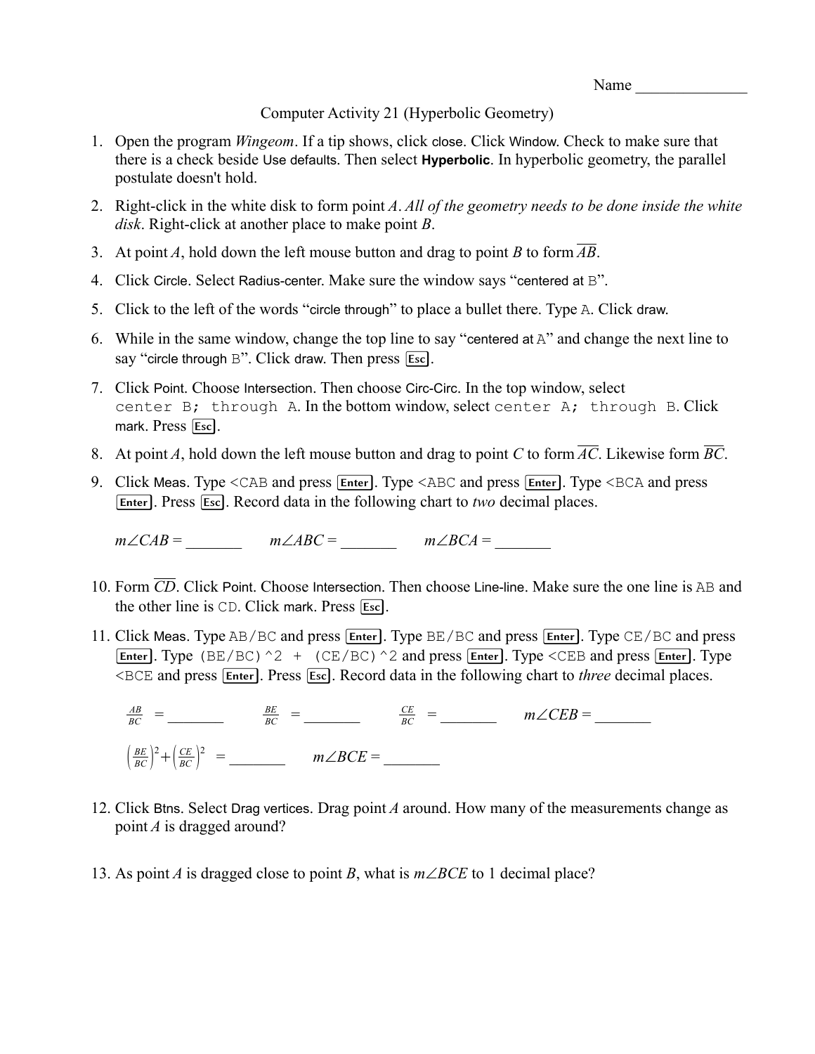Name ______________

Computer Activity 21 (Hyperbolic Geometry)

1. Open the program *Wingeom*. If a tip shows, click close. Click Window. Check to make sure that there is a check beside Use defaults. Then select **Hyperbolic**. In hyperbolic geometry, the parallel postulate doesn't hold.
2. Right-click in the white disk to form point $A$. *All of the geometry needs to be done inside the white disk*. Right-click at another place to make point $B$.
3. At point $A$, hold down the left mouse button and drag to point $B$ to form $\overline{AB}$.
4. Click Circle. Select Radius-center. Make sure the window says "centered at `B`".
5. Click to the left of the words "circle through" to place a bullet there. Type `A`. Click draw.
6. While in the same window, change the top line to say "centered at `A`" and change the next line to say "circle through `B`". Click draw. Then press Esc.
7. Click Point. Choose Intersection. Then choose Circ-Circ. In the top window, select `center B; through A`. In the bottom window, select `center A; through B`. Click mark. Press Esc.
8. At point $A$, hold down the left mouse button and drag to point $C$ to form $\overline{AC}$. Likewise form $\overline{BC}$.
9. Click Meas. Type `<CAB` and press Enter. Type `<ABC` and press Enter. Type `<BCA` and press Enter. Press Esc. Record data in the following chart to *two* decimal places.

   $m\angle CAB =$ _______ $m\angle ABC =$ _______ $m\angle BCA =$ _______

10. Form $\overline{CD}$. Click Point. Choose Intersection. Then choose Line-line. Make sure the one line is `AB` and the other line is `CD`. Click mark. Press Esc.
11. Click Meas. Type `AB/BC` and press Enter. Type `BE/BC` and press Enter. Type `CE/BC` and press Enter. Type `(BE/BC)^2 + (CE/BC)^2` and press Enter. Type `<CEB` and press Enter. Type `<BCE` and press Enter. Press Esc. Record data in the following chart to *three* decimal places.

    $\frac{AB}{BC} =$ _______ $\frac{BE}{BC} =$ _______ $\frac{CE}{BC} =$ _______ $m\angle CEB =$ _______

    $\left(\frac{BE}{BC}\right)^2 + \left(\frac{CE}{BC}\right)^2 =$ _______ $m\angle BCE =$ _______

12. Click Btns. Select Drag vertices. Drag point $A$ around. How many of the measurements change as point $A$ is dragged around?
13. As point $A$ is dragged close to point $B$, what is $m\angle BCE$ to 1 decimal place?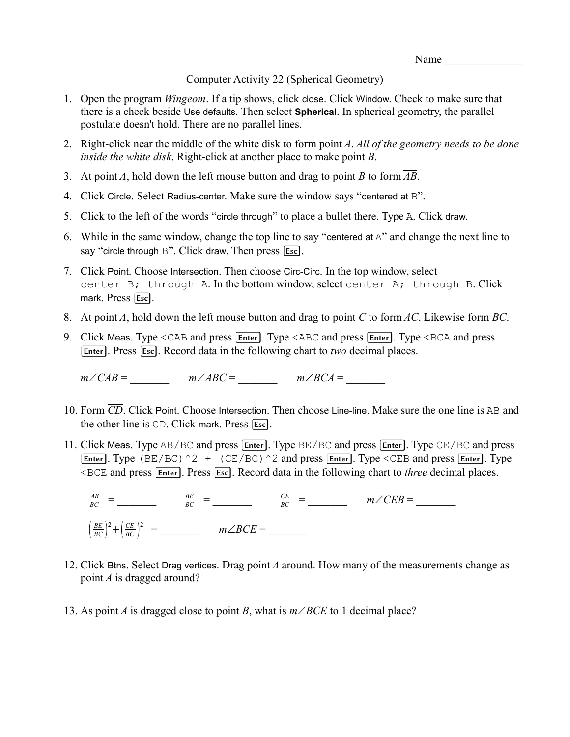Name ______________

Computer Activity 22 (Spherical Geometry)

1. Open the program *Wingeom*. If a tip shows, click close. Click Window. Check to make sure that there is a check beside Use defaults. Then select **Spherical**. In spherical geometry, the parallel postulate doesn't hold. There are no parallel lines.
2. Right-click near the middle of the white disk to form point *A*. *All of the geometry needs to be done inside the white disk*. Right-click at another place to make point *B*.
3. At point *A*, hold down the left mouse button and drag to point *B* to form $\overline{AB}$.
4. Click Circle. Select Radius-center. Make sure the window says "centered at B".
5. Click to the left of the words "circle through" to place a bullet there. Type A. Click draw.
6. While in the same window, change the top line to say "centered at A" and change the next line to say "circle through B". Click draw. Then press Esc.
7. Click Point. Choose Intersection. Then choose Circ-Circ. In the top window, select `center B; through A`. In the bottom window, select `center A; through B`. Click mark. Press Esc.
8. At point *A*, hold down the left mouse button and drag to point *C* to form $\overline{AC}$. Likewise form $\overline{BC}$.
9. Click Meas. Type <CAB and press Enter. Type <ABC and press Enter. Type <BCA and press Enter. Press Esc. Record data in the following chart to *two* decimal places.

   $m\angle CAB =$ _______ $m\angle ABC =$ _______ $m\angle BCA =$ _______

10. Form $\overline{CD}$. Click Point. Choose Intersection. Then choose Line-line. Make sure the one line is AB and the other line is CD. Click mark. Press Esc.
11. Click Meas. Type AB/BC and press Enter. Type BE/BC and press Enter. Type CE/BC and press Enter. Type `(BE/BC)^2 + (CE/BC)^2` and press Enter. Type <CEB and press Enter. Type <BCE and press Enter. Press Esc. Record data in the following chart to *three* decimal places.

    $\frac{AB}{BC} =$ _______ $\frac{BE}{BC} =$ _______ $\frac{CE}{BC} =$ _______ $m\angle CEB =$ _______

    $\left(\frac{BE}{BC}\right)^2 + \left(\frac{CE}{BC}\right)^2 =$ _______ $m\angle BCE =$ _______

12. Click Btns. Select Drag vertices. Drag point *A* around. How many of the measurements change as point *A* is dragged around?
13. As point *A* is dragged close to point *B*, what is $m\angle BCE$ to 1 decimal place?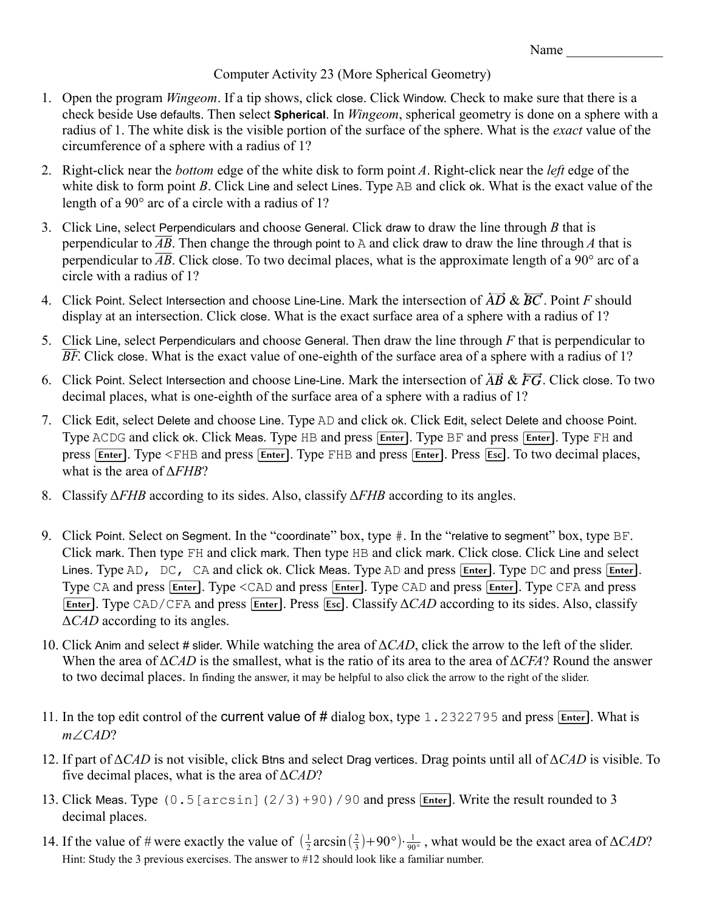Name ______________

Computer Activity 23 (More Spherical Geometry)

1. Open the program *Wingeom*. If a tip shows, click close. Click Window. Check to make sure that there is a check beside Use defaults. Then select **Spherical**. In *Wingeom*, spherical geometry is done on a sphere with a radius of 1. The white disk is the visible portion of the surface of the sphere. What is the *exact* value of the circumference of a sphere with a radius of 1?

2. Right-click near the *bottom* edge of the white disk to form point *A*. Right-click near the *left* edge of the white disk to form point *B*. Click Line and select Lines. Type `AB` and click ok. What is the exact value of the length of a 90° arc of a circle with a radius of 1?

3. Click Line, select Perpendiculars and choose General. Click draw to draw the line through *B* that is perpendicular to $\overline{AB}$. Then change the through point to `A` and click draw to draw the line through *A* that is perpendicular to $\overline{AB}$. Click close. To two decimal places, what is the approximate length of a 90° arc of a circle with a radius of 1?

4. Click Point. Select Intersection and choose Line-Line. Mark the intersection of $\overleftrightarrow{AD}$ & $\overleftrightarrow{BC}$. Point *F* should display at an intersection. Click close. What is the exact surface area of a sphere with a radius of 1?

5. Click Line, select Perpendiculars and choose General. Then draw the line through *F* that is perpendicular to $\overline{BF}$. Click close. What is the exact value of one-eighth of the surface area of a sphere with a radius of 1?

6. Click Point. Select Intersection and choose Line-Line. Mark the intersection of $\overleftrightarrow{AB}$ & $\overleftrightarrow{FG}$. Click close. To two decimal places, what is one-eighth of the surface area of a sphere with a radius of 1?

7. Click Edit, select Delete and choose Line. Type `AD` and click ok. Click Edit, select Delete and choose Point. Type `ACDG` and click ok. Click Meas. Type `HB` and press Enter. Type `BF` and press Enter. Type `FH` and press Enter. Type `<FHB` and press Enter. Type `FHB` and press Enter. Press Esc. To two decimal places, what is the area of $\Delta FHB$?

8. Classify $\Delta FHB$ according to its sides. Also, classify $\Delta FHB$ according to its angles.

9. Click Point. Select on Segment. In the "coordinate" box, type `#`. In the "relative to segment" box, type `BF`. Click mark. Then type `FH` and click mark. Then type `HB` and click mark. Click close. Click Line and select Lines. Type `AD, DC, CA` and click ok. Click Meas. Type `AD` and press Enter. Type `DC` and press Enter. Type `CA` and press Enter. Type `<CAD` and press Enter. Type `CAD` and press Enter. Type `CFA` and press Enter. Type `CAD/CFA` and press Enter. Press Esc. Classify $\Delta CAD$ according to its sides. Also, classify $\Delta CAD$ according to its angles.

10. Click Anim and select # slider. While watching the area of $\Delta CAD$, click the arrow to the left of the slider. When the area of $\Delta CAD$ is the smallest, what is the ratio of its area to the area of $\Delta CFA$? Round the answer to two decimal places. In finding the answer, it may be helpful to also click the arrow to the right of the slider.

11. In the top edit control of the current value of # dialog box, type `1.2322795` and press Enter. What is $m\angle CAD$?

12. If part of $\Delta CAD$ is not visible, click Btns and select Drag vertices. Drag points until all of $\Delta CAD$ is visible. To five decimal places, what is the area of $\Delta CAD$?

13. Click Meas. Type `(0.5[arcsin](2/3)+90)/90` and press Enter. Write the result rounded to 3 decimal places.

14. If the value of # were exactly the value of $\left(\frac{1}{2}\arcsin\left(\frac{2}{3}\right)+90°\right)\cdot\frac{1}{90°}$, what would be the exact area of $\Delta CAD$? Hint: Study the 3 previous exercises. The answer to #12 should look like a familiar number.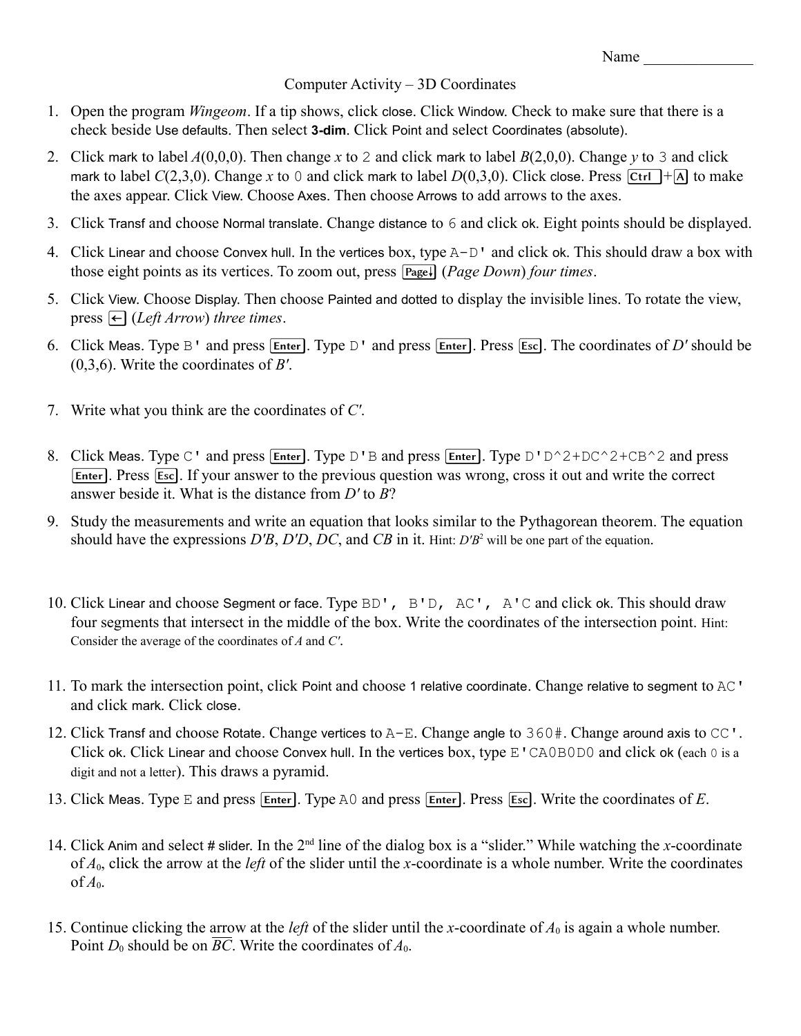Name ______________

Computer Activity – 3D Coordinates

1. Open the program *Wingeom*. If a tip shows, click close. Click Window. Check to make sure that there is a check beside Use defaults. Then select **3-dim**. Click Point and select Coordinates (absolute).

2. Click mark to label $A(0,0,0)$. Then change $x$ to `2` and click mark to label $B(2,0,0)$. Change $y$ to `3` and click mark to label $C(2,3,0)$. Change $x$ to `0` and click mark to label $D(0,3,0)$. Click close. Press Ctrl + A to make the axes appear. Click View. Choose Axes. Then choose Arrows to add arrows to the axes.

3. Click Transf and choose Normal translate. Change distance to `6` and click ok. Eight points should be displayed.

4. Click Linear and choose Convex hull. In the vertices box, type `A-D'` and click ok. This should draw a box with those eight points as its vertices. To zoom out, press Page↓ (*Page Down*) *four times*.

5. Click View. Choose Display. Then choose Painted and dotted to display the invisible lines. To rotate the view, press ← (*Left Arrow*) *three times*.

6. Click Meas. Type `B'` and press Enter. Type `D'` and press Enter. Press Esc. The coordinates of $D'$ should be (0,3,6). Write the coordinates of $B'$.

7. Write what you think are the coordinates of $C'$.

8. Click Meas. Type `C'` and press Enter. Type `D'B` and press Enter. Type `D'D^2+DC^2+CB^2` and press Enter. Press Esc. If your answer to the previous question was wrong, cross it out and write the correct answer beside it. What is the distance from $D'$ to $B$?

9. Study the measurements and write an equation that looks similar to the Pythagorean theorem. The equation should have the expressions $D'B$, $D'D$, $DC$, and $CB$ in it. Hint: $D'B^2$ will be one part of the equation.

10. Click Linear and choose Segment or face. Type `BD', B'D, AC', A'C` and click ok. This should draw four segments that intersect in the middle of the box. Write the coordinates of the intersection point. Hint: Consider the average of the coordinates of $A$ and $C'$.

11. To mark the intersection point, click Point and choose 1 relative coordinate. Change relative to segment to `AC'` and click mark. Click close.

12. Click Transf and choose Rotate. Change vertices to `A-E`. Change angle to `360#`. Change around axis to `CC'`. Click ok. Click Linear and choose Convex hull. In the vertices box, type `E'CA0B0D0` and click ok (each `0` is a digit and not a letter). This draws a pyramid.

13. Click Meas. Type `E` and press Enter. Type `A0` and press Enter. Press Esc. Write the coordinates of $E$.

14. Click Anim and select # slider. In the 2nd line of the dialog box is a "slider." While watching the $x$-coordinate of $A_0$, click the arrow at the *left* of the slider until the $x$-coordinate is a whole number. Write the coordinates of $A_0$.

15. Continue clicking the arrow at the *left* of the slider until the $x$-coordinate of $A_0$ is again a whole number. Point $D_0$ should be on $\overline{BC}$. Write the coordinates of $A_0$.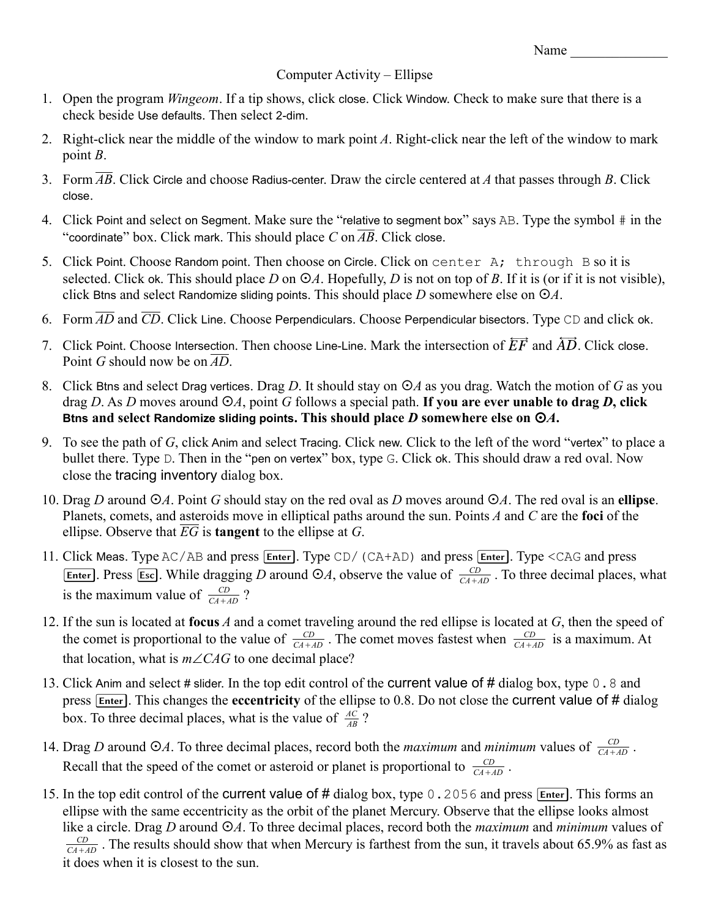Name ______________

# Computer Activity – Ellipse

1. Open the program *Wingeom*. If a tip shows, click close. Click Window. Check to make sure that there is a check beside Use defaults. Then select 2-dim.

2. Right-click near the middle of the window to mark point *A*. Right-click near the left of the window to mark point *B*.

3. Form $\overline{AB}$. Click Circle and choose Radius-center. Draw the circle centered at *A* that passes through *B*. Click close.

4. Click Point and select on Segment. Make sure the "relative to segment box" says `AB`. Type the symbol `#` in the "coordinate" box. Click mark. This should place *C* on $\overline{AB}$. Click close.

5. Click Point. Choose Random point. Then choose on Circle. Click on `center A; through B` so it is selected. Click ok. This should place *D* on ⊙*A*. Hopefully, *D* is not on top of *B*. If it is (or if it is not visible), click Btns and select Randomize sliding points. This should place *D* somewhere else on ⊙*A*.

6. Form $\overline{AD}$ and $\overline{CD}$. Click Line. Choose Perpendiculars. Choose Perpendicular bisectors. Type `CD` and click ok.

7. Click Point. Choose Intersection. Then choose Line-Line. Mark the intersection of $\overleftrightarrow{EF}$ and $\overleftrightarrow{AD}$. Click close. Point *G* should now be on $\overline{AD}$.

8. Click Btns and select Drag vertices. Drag *D*. It should stay on ⊙*A* as you drag. Watch the motion of *G* as you drag *D*. As *D* moves around ⊙*A*, point *G* follows a special path. **If you are ever unable to drag *D*, click Btns and select Randomize sliding points. This should place *D* somewhere else on ⊙*A*.**

9. To see the path of *G*, click Anim and select Tracing. Click new. Click to the left of the word "vertex" to place a bullet there. Type `D`. Then in the "pen on vertex" box, type `G`. Click ok. This should draw a red oval. Now close the tracing inventory dialog box.

10. Drag *D* around ⊙*A*. Point *G* should stay on the red oval as *D* moves around ⊙*A*. The red oval is an **ellipse**. Planets, comets, and asteroids move in elliptical paths around the sun. Points *A* and *C* are the **foci** of the ellipse. Observe that $\overline{EG}$ is **tangent** to the ellipse at *G*.

11. Click Meas. Type `AC/AB` and press Enter. Type `CD/(CA+AD)` and press Enter. Type `<CAG` and press Enter. Press Esc. While dragging *D* around ⊙*A*, observe the value of $\frac{CD}{CA+AD}$. To three decimal places, what is the maximum value of $\frac{CD}{CA+AD}$ ?

12. If the sun is located at **focus** *A* and a comet traveling around the red ellipse is located at *G*, then the speed of the comet is proportional to the value of $\frac{CD}{CA+AD}$. The comet moves fastest when $\frac{CD}{CA+AD}$ is a maximum. At that location, what is $m\angle CAG$ to one decimal place?

13. Click Anim and select # slider. In the top edit control of the current value of # dialog box, type `0.8` and press Enter. This changes the **eccentricity** of the ellipse to 0.8. Do not close the current value of # dialog box. To three decimal places, what is the value of $\frac{AC}{AB}$ ?

14. Drag *D* around ⊙*A*. To three decimal places, record both the *maximum* and *minimum* values of $\frac{CD}{CA+AD}$. Recall that the speed of the comet or asteroid or planet is proportional to $\frac{CD}{CA+AD}$.

15. In the top edit control of the current value of # dialog box, type `0.2056` and press Enter. This forms an ellipse with the same eccentricity as the orbit of the planet Mercury. Observe that the ellipse looks almost like a circle. Drag *D* around ⊙*A*. To three decimal places, record both the *maximum* and *minimum* values of $\frac{CD}{CA+AD}$. The results should show that when Mercury is farthest from the sun, it travels about 65.9% as fast as it does when it is closest to the sun.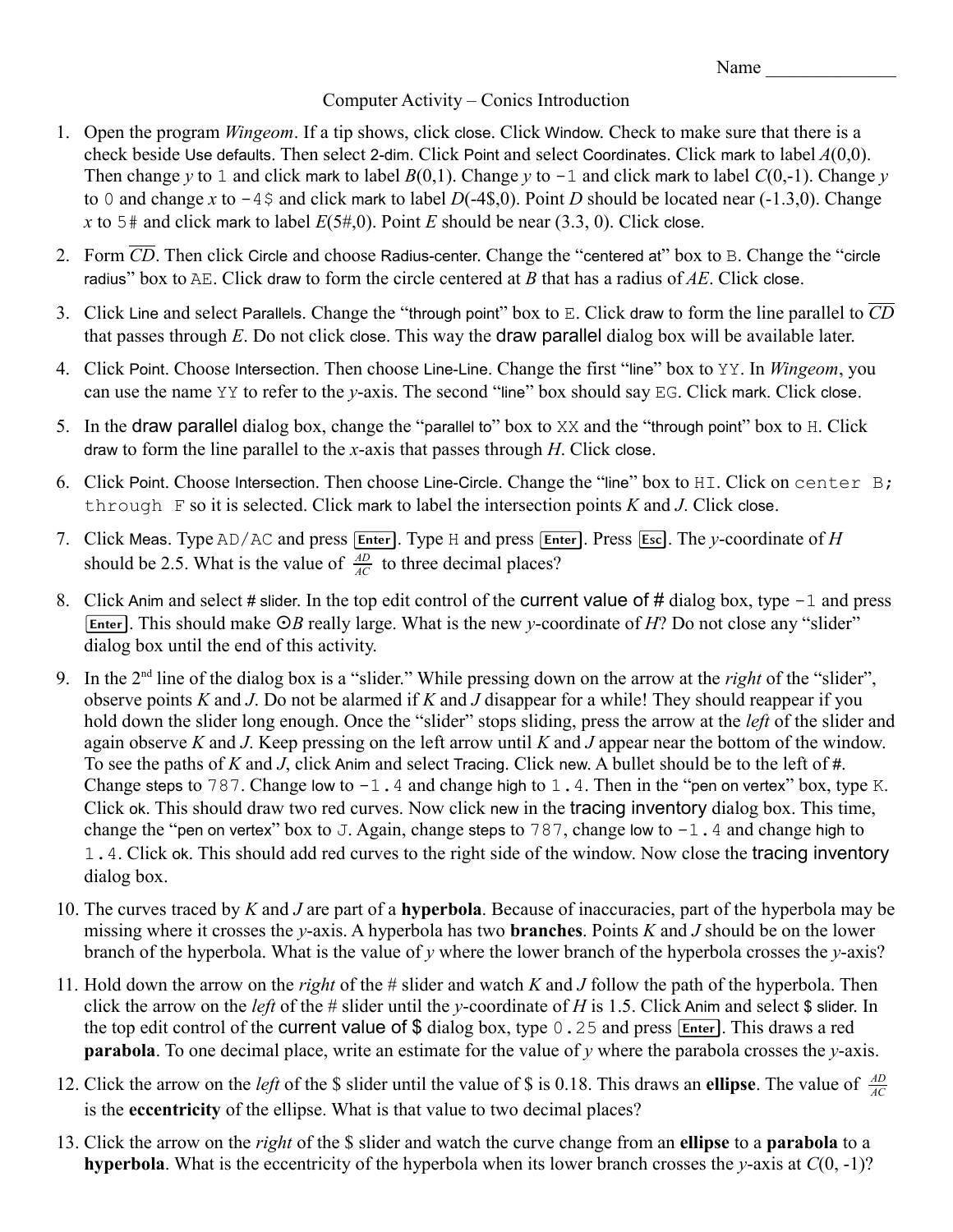Name ______________

Computer Activity – Conics Introduction

1. Open the program *Wingeom*. If a tip shows, click close. Click Window. Check to make sure that there is a check beside Use defaults. Then select 2-dim. Click Point and select Coordinates. Click mark to label $A(0,0)$. Then change $y$ to `1` and click mark to label $B(0,1)$. Change $y$ to `-1` and click mark to label $C(0,-1)$. Change $y$ to `0` and change $x$ to `-4$` and click mark to label $D(\text{-}4\$,0)$. Point $D$ should be located near (-1.3,0). Change $x$ to `5#` and click mark to label $E(5\#,0)$. Point $E$ should be near (3.3, 0). Click close.

2. Form $\overline{CD}$. Then click Circle and choose Radius-center. Change the "centered at" box to `B`. Change the "circle radius" box to `AE`. Click draw to form the circle centered at $B$ that has a radius of $AE$. Click close.

3. Click Line and select Parallels. Change the "through point" box to `E`. Click draw to form the line parallel to $\overline{CD}$ that passes through $E$. Do not click close. This way the draw parallel dialog box will be available later.

4. Click Point. Choose Intersection. Then choose Line-Line. Change the first "line" box to `YY`. In *Wingeom*, you can use the name `YY` to refer to the $y$-axis. The second "line" box should say `EG`. Click mark. Click close.

5. In the draw parallel dialog box, change the "parallel to" box to `XX` and the "through point" box to `H`. Click draw to form the line parallel to the $x$-axis that passes through $H$. Click close.

6. Click Point. Choose Intersection. Then choose Line-Circle. Change the "line" box to `HI`. Click on `center B; through F` so it is selected. Click mark to label the intersection points $K$ and $J$. Click close.

7. Click Meas. Type `AD/AC` and press [Enter]. Type `H` and press [Enter]. Press [Esc]. The $y$-coordinate of $H$ should be 2.5. What is the value of $\frac{AD}{AC}$ to three decimal places?

8. Click Anim and select # slider. In the top edit control of the current value of # dialog box, type `-1` and press [Enter]. This should make $\odot B$ really large. What is the new $y$-coordinate of $H$? Do not close any "slider" dialog box until the end of this activity.

9. In the 2nd line of the dialog box is a "slider." While pressing down on the arrow at the *right* of the "slider", observe points $K$ and $J$. Do not be alarmed if $K$ and $J$ disappear for a while! They should reappear if you hold down the slider long enough. Once the "slider" stops sliding, press the arrow at the *left* of the slider and again observe $K$ and $J$. Keep pressing on the left arrow until $K$ and $J$ appear near the bottom of the window. To see the paths of $K$ and $J$, click Anim and select Tracing. Click new. A bullet should be to the left of #. Change steps to `787`. Change low to `-1.4` and change high to `1.4`. Then in the "pen on vertex" box, type `K`. Click ok. This should draw two red curves. Now click new in the tracing inventory dialog box. This time, change the "pen on vertex" box to `J`. Again, change steps to `787`, change low to `-1.4` and change high to `1.4`. Click ok. This should add red curves to the right side of the window. Now close the tracing inventory dialog box.

10. The curves traced by $K$ and $J$ are part of a **hyperbola**. Because of inaccuracies, part of the hyperbola may be missing where it crosses the $y$-axis. A hyperbola has two **branches**. Points $K$ and $J$ should be on the lower branch of the hyperbola. What is the value of $y$ where the lower branch of the hyperbola crosses the $y$-axis?

11. Hold down the arrow on the *right* of the # slider and watch $K$ and $J$ follow the path of the hyperbola. Then click the arrow on the *left* of the # slider until the $y$-coordinate of $H$ is 1.5. Click Anim and select $ slider. In the top edit control of the current value of $ dialog box, type `0.25` and press [Enter]. This draws a red **parabola**. To one decimal place, write an estimate for the value of $y$ where the parabola crosses the $y$-axis.

12. Click the arrow on the *left* of the $ slider until the value of $ is 0.18. This draws an **ellipse**. The value of $\frac{AD}{AC}$ is the **eccentricity** of the ellipse. What is that value to two decimal places?

13. Click the arrow on the *right* of the $ slider and watch the curve change from an **ellipse** to a **parabola** to a **hyperbola**. What is the eccentricity of the hyperbola when its lower branch crosses the $y$-axis at $C(0, -1)$?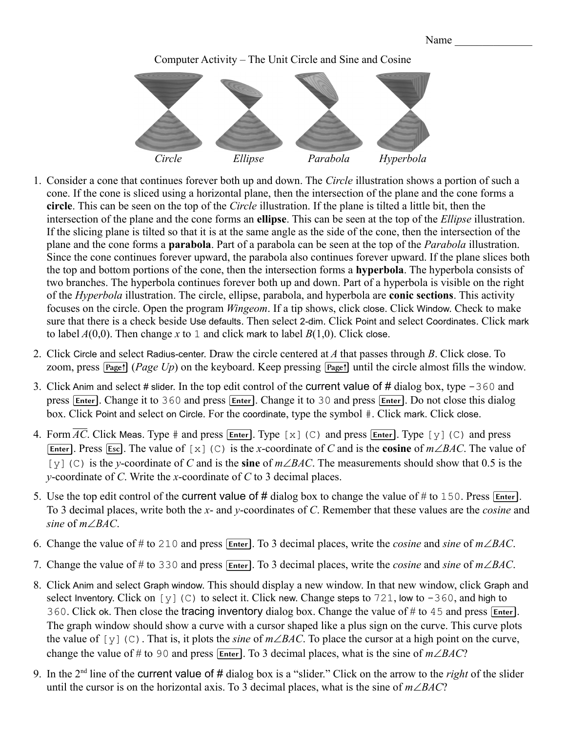Name ______________

Computer Activity – The Unit Circle and Sine and Cosine

*Circle* *Ellipse* *Parabola* *Hyperbola*

1. Consider a cone that continues forever both up and down. The *Circle* illustration shows a portion of such a cone. If the cone is sliced using a horizontal plane, then the intersection of the plane and the cone forms a **circle**. This can be seen on the top of the *Circle* illustration. If the plane is tilted a little bit, then the intersection of the plane and the cone forms an **ellipse**. This can be seen at the top of the *Ellipse* illustration. If the slicing plane is tilted so that it is at the same angle as the side of the cone, then the intersection of the plane and the cone forms a **parabola**. Part of a parabola can be seen at the top of the *Parabola* illustration. Since the cone continues forever upward, the parabola also continues forever upward. If the plane slices both the top and bottom portions of the cone, then the intersection forms a **hyperbola**. The hyperbola consists of two branches. The hyperbola continues forever both up and down. Part of a hyperbola is visible on the right of the *Hyperbola* illustration. The circle, ellipse, parabola, and hyperbola are **conic sections**. This activity focuses on the circle. Open the program *Wingeom*. If a tip shows, click close. Click Window. Check to make sure that there is a check beside Use defaults. Then select 2-dim. Click Point and select Coordinates. Click mark to label $A(0,0)$. Then change $x$ to `1` and click mark to label $B(1,0)$. Click close.

2. Click Circle and select Radius-center. Draw the circle centered at $A$ that passes through $B$. Click close. To zoom, press Page↑ (*Page Up*) on the keyboard. Keep pressing Page↑ until the circle almost fills the window.

3. Click Anim and select # slider. In the top edit control of the current value of # dialog box, type `-360` and press Enter. Change it to `360` and press Enter. Change it to `30` and press Enter. Do not close this dialog box. Click Point and select on Circle. For the coordinate, type the symbol #. Click mark. Click close.

4. Form $\overline{AC}$. Click Meas. Type # and press Enter. Type `[x](C)` and press Enter. Type `[y](C)` and press Enter. Press Esc. The value of `[x](C)` is the $x$-coordinate of $C$ and is the **cosine** of $m\angle BAC$. The value of `[y](C)` is the $y$-coordinate of $C$ and is the **sine** of $m\angle BAC$. The measurements should show that 0.5 is the $y$-coordinate of $C$. Write the $x$-coordinate of $C$ to 3 decimal places.

5. Use the top edit control of the current value of # dialog box to change the value of # to `150`. Press Enter. To 3 decimal places, write both the $x$- and $y$-coordinates of $C$. Remember that these values are the *cosine* and *sine* of $m\angle BAC$.

6. Change the value of # to `210` and press Enter. To 3 decimal places, write the *cosine* and *sine* of $m\angle BAC$.

7. Change the value of # to `330` and press Enter. To 3 decimal places, write the *cosine* and *sine* of $m\angle BAC$.

8. Click Anim and select Graph window. This should display a new window. In that new window, click Graph and select Inventory. Click on `[y](C)` to select it. Click new. Change steps to `721`, low to `-360`, and high to `360`. Click ok. Then close the tracing inventory dialog box. Change the value of # to `45` and press Enter. The graph window should show a curve with a cursor shaped like a plus sign on the curve. This curve plots the value of `[y](C)`. That is, it plots the *sine* of $m\angle BAC$. To place the cursor at a high point on the curve, change the value of # to `90` and press Enter. To 3 decimal places, what is the sine of $m\angle BAC$?

9. In the 2nd line of the current value of # dialog box is a "slider." Click on the arrow to the *right* of the slider until the cursor is on the horizontal axis. To 3 decimal places, what is the sine of $m\angle BAC$?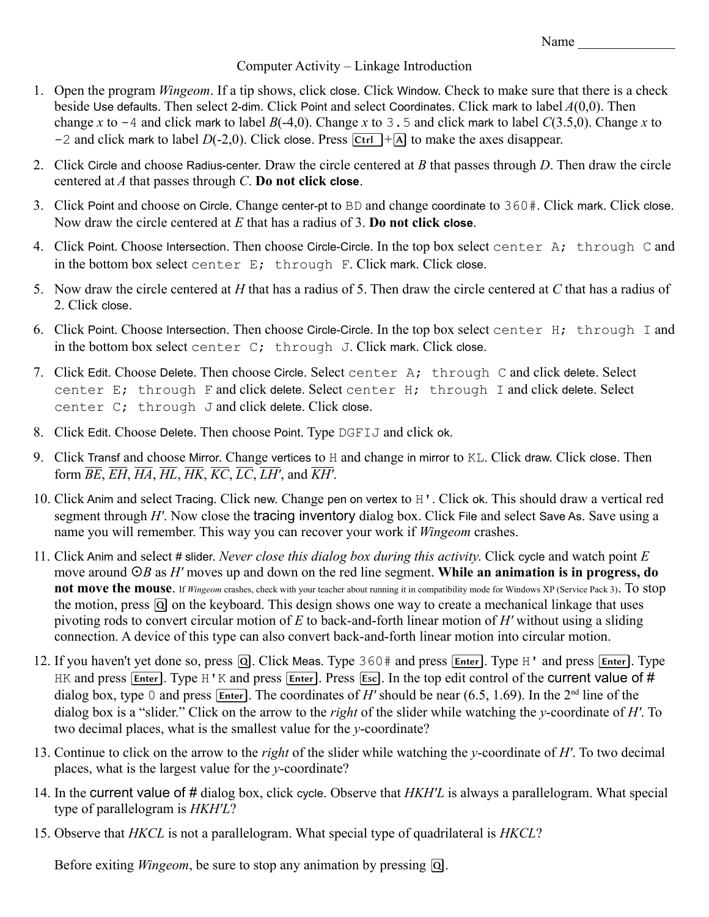Name ______________

# Computer Activity – Linkage Introduction

1. Open the program *Wingeom*. If a tip shows, click close. Click Window. Check to make sure that there is a check beside Use defaults. Then select 2-dim. Click Point and select Coordinates. Click mark to label $A(0,0)$. Then change $x$ to `-4` and click mark to label $B(-4,0)$. Change $x$ to `3.5` and click mark to label $C(3.5,0)$. Change $x$ to `-2` and click mark to label $D(-2,0)$. Click close. Press [Ctrl]+[A] to make the axes disappear.

2. Click Circle and choose Radius-center. Draw the circle centered at $B$ that passes through $D$. Then draw the circle centered at $A$ that passes through $C$. **Do not click close**.

3. Click Point and choose on Circle. Change center-pt to `BD` and change coordinate to `360#`. Click mark. Click close. Now draw the circle centered at $E$ that has a radius of 3. **Do not click close**.

4. Click Point. Choose Intersection. Then choose Circle-Circle. In the top box select `center A; through C` and in the bottom box select `center E; through F`. Click mark. Click close.

5. Now draw the circle centered at $H$ that has a radius of 5. Then draw the circle centered at $C$ that has a radius of 2. Click close.

6. Click Point. Choose Intersection. Then choose Circle-Circle. In the top box select `center H; through I` and in the bottom box select `center C; through J`. Click mark. Click close.

7. Click Edit. Choose Delete. Then choose Circle. Select `center A; through C` and click delete. Select `center E; through F` and click delete. Select `center H; through I` and click delete. Select `center C; through J` and click delete. Click close.

8. Click Edit. Choose Delete. Then choose Point. Type `DGFIJ` and click ok.

9. Click Transf and choose Mirror. Change vertices to `H` and change in mirror to `KL`. Click draw. Click close. Then form $\overline{BE}$, $\overline{EH}$, $\overline{HA}$, $\overline{HL}$, $\overline{HK}$, $\overline{KC}$, $\overline{LC}$, $\overline{LH'}$, and $\overline{KH'}$.

10. Click Anim and select Tracing. Click new. Change pen on vertex to `H'`. Click ok. This should draw a vertical red segment through $H'$. Now close the tracing inventory dialog box. Click File and select Save As. Save using a name you will remember. This way you can recover your work if *Wingeom* crashes.

11. Click Anim and select # slider. *Never close this dialog box during this activity.* Click cycle and watch point $E$ move around $\odot B$ as $H'$ moves up and down on the red line segment. **While an animation is in progress, do not move the mouse**. If *Wingeom* crashes, check with your teacher about running it in compatibility mode for Windows XP (Service Pack 3). To stop the motion, press [Q] on the keyboard. This design shows one way to create a mechanical linkage that uses pivoting rods to convert circular motion of $E$ to back-and-forth linear motion of $H'$ without using a sliding connection. A device of this type can also convert back-and-forth linear motion into circular motion.

12. If you haven't yet done so, press [Q]. Click Meas. Type `360#` and press [Enter]. Type `H'` and press [Enter]. Type `HK` and press [Enter]. Type `H'K` and press [Enter]. Press [Esc]. In the top edit control of the current value of # dialog box, type `0` and press [Enter]. The coordinates of $H'$ should be near (6.5, 1.69). In the 2[nd] line of the dialog box is a "slider." Click on the arrow to the *right* of the slider while watching the $y$-coordinate of $H'$. To two decimal places, what is the smallest value for the $y$-coordinate?

13. Continue to click on the arrow to the *right* of the slider while watching the $y$-coordinate of $H'$. To two decimal places, what is the largest value for the $y$-coordinate?

14. In the current value of # dialog box, click cycle. Observe that $HKH'L$ is always a parallelogram. What special type of parallelogram is $HKH'L$?

15. Observe that $HKCL$ is not a parallelogram. What special type of quadrilateral is $HKCL$?

Before exiting *Wingeom*, be sure to stop any animation by pressing [Q].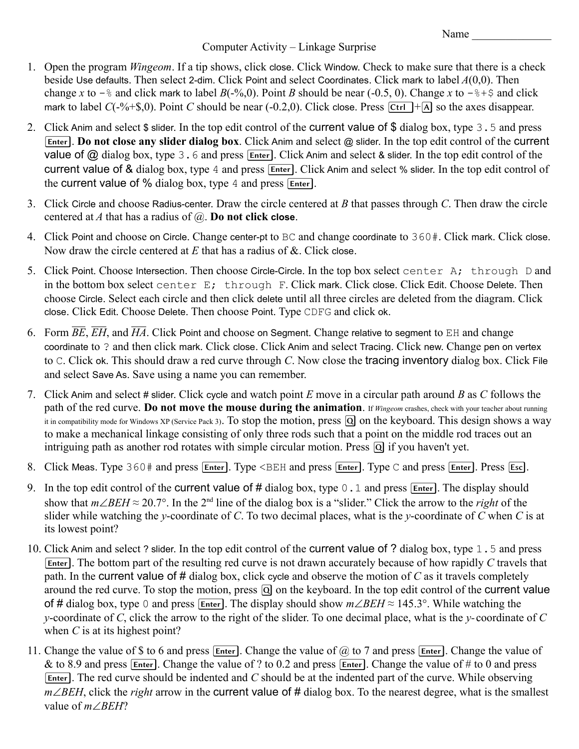Name ______________

Computer Activity – Linkage Surprise

1. Open the program *Wingeom*. If a tip shows, click close. Click Window. Check to make sure that there is a check beside Use defaults. Then select 2-dim. Click Point and select Coordinates. Click mark to label $A(0,0)$. Then change $x$ to `-%` and click mark to label $B$(-%,0). Point $B$ should be near (-0.5, 0). Change $x$ to `-%+$` and click mark to label $C$(-%+$,0). Point $C$ should be near (-0.2,0). Click close. Press Ctrl+A so the axes disappear.

2. Click Anim and select $ slider. In the top edit control of the current value of $ dialog box, type `3.5` and press Enter. **Do not close any slider dialog box**. Click Anim and select @ slider. In the top edit control of the current value of @ dialog box, type `3.6` and press Enter. Click Anim and select & slider. In the top edit control of the current value of & dialog box, type `4` and press Enter. Click Anim and select % slider. In the top edit control of the current value of % dialog box, type `4` and press Enter.

3. Click Circle and choose Radius-center. Draw the circle centered at $B$ that passes through $C$. Then draw the circle centered at $A$ that has a radius of @. **Do not click close**.

4. Click Point and choose on Circle. Change center-pt to `BC` and change coordinate to `360#`. Click mark. Click close. Now draw the circle centered at $E$ that has a radius of &. Click close.

5. Click Point. Choose Intersection. Then choose Circle-Circle. In the top box select `center A; through D` and in the bottom box select `center E; through F`. Click mark. Click close. Click Edit. Choose Delete. Then choose Circle. Select each circle and then click delete until all three circles are deleted from the diagram. Click close. Click Edit. Choose Delete. Then choose Point. Type `CDFG` and click ok.

6. Form $\overline{BE}$, $\overline{EH}$, and $\overline{HA}$. Click Point and choose on Segment. Change relative to segment to `EH` and change coordinate to `?` and then click mark. Click close. Click Anim and select Tracing. Click new. Change pen on vertex to `C`. Click ok. This should draw a red curve through $C$. Now close the tracing inventory dialog box. Click File and select Save As. Save using a name you can remember.

7. Click Anim and select # slider. Click cycle and watch point $E$ move in a circular path around $B$ as $C$ follows the path of the red curve. **Do not move the mouse during the animation**. If *Wingeom* crashes, check with your teacher about running it in compatibility mode for Windows XP (Service Pack 3). To stop the motion, press Q on the keyboard. This design shows a way to make a mechanical linkage consisting of only three rods such that a point on the middle rod traces out an intriguing path as another rod rotates with simple circular motion. Press Q if you haven't yet.

8. Click Meas. Type `360#` and press Enter. Type `<BEH` and press Enter. Type `C` and press Enter. Press Esc.

9. In the top edit control of the current value of # dialog box, type `0.1` and press Enter. The display should show that $m\angle BEH \approx 20.7°$. In the 2nd line of the dialog box is a "slider." Click the arrow to the *right* of the slider while watching the $y$-coordinate of $C$. To two decimal places, what is the $y$-coordinate of $C$ when $C$ is at its lowest point?

10. Click Anim and select ? slider. In the top edit control of the current value of ? dialog box, type `1.5` and press Enter. The bottom part of the resulting red curve is not drawn accurately because of how rapidly $C$ travels that path. In the current value of # dialog box, click cycle and observe the motion of $C$ as it travels completely around the red curve. To stop the motion, press Q on the keyboard. In the top edit control of the current value of # dialog box, type `0` and press Enter. The display should show $m\angle BEH \approx 145.3°$. While watching the $y$-coordinate of $C$, click the arrow to the right of the slider. To one decimal place, what is the $y$-coordinate of $C$ when $C$ is at its highest point?

11. Change the value of $ to 6 and press Enter. Change the value of @ to 7 and press Enter. Change the value of & to 8.9 and press Enter. Change the value of ? to 0.2 and press Enter. Change the value of # to 0 and press Enter. The red curve should be indented and $C$ should be at the indented part of the curve. While observing $m\angle BEH$, click the *right* arrow in the current value of # dialog box. To the nearest degree, what is the smallest value of $m\angle BEH$?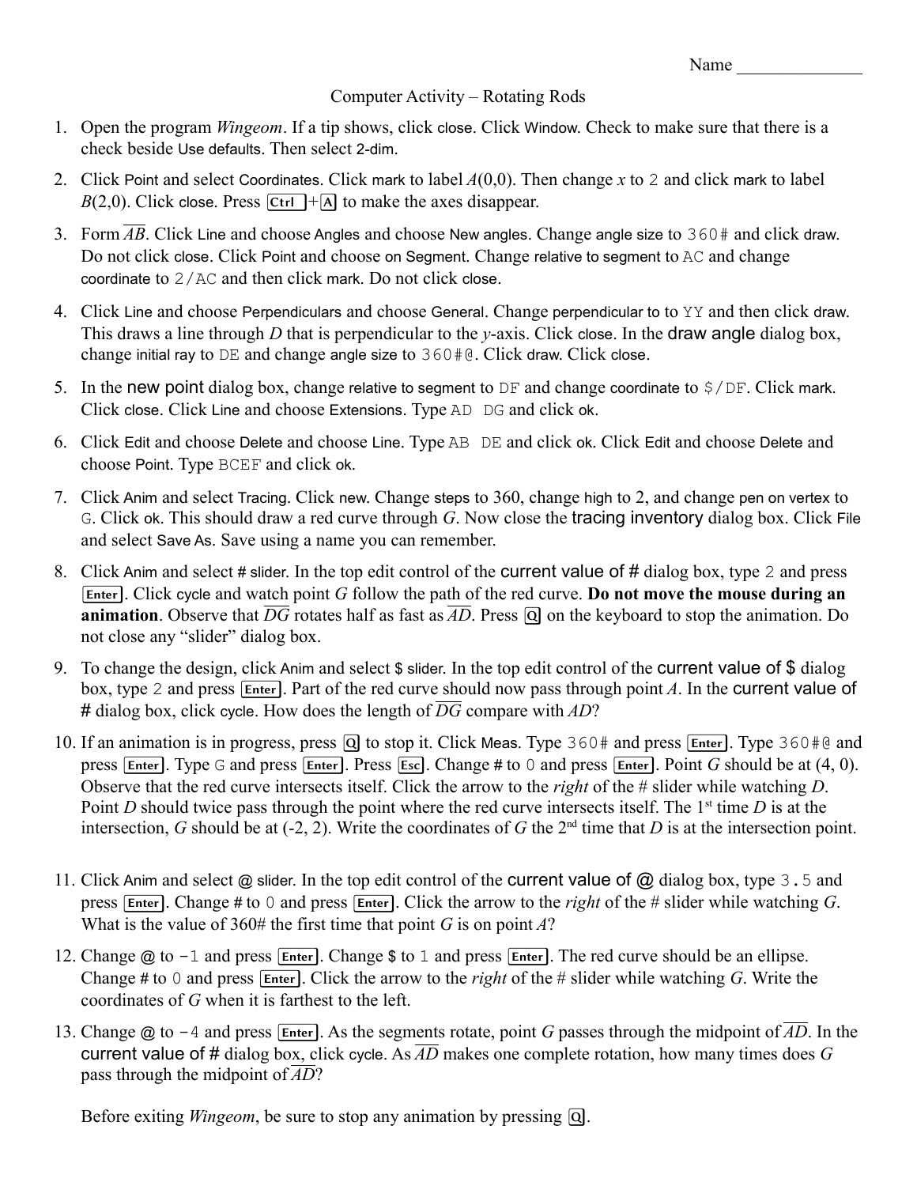Name ______________

Computer Activity – Rotating Rods

1. Open the program *Wingeom*. If a tip shows, click close. Click Window. Check to make sure that there is a check beside Use defaults. Then select 2-dim.

2. Click Point and select Coordinates. Click mark to label $A(0,0)$. Then change $x$ to `2` and click mark to label $B(2,0)$. Click close. Press Ctrl+A to make the axes disappear.

3. Form $\overline{AB}$. Click Line and choose Angles and choose New angles. Change angle size to `360#` and click draw. Do not click close. Click Point and choose on Segment. Change relative to segment to `AC` and change coordinate to `2/AC` and then click mark. Do not click close.

4. Click Line and choose Perpendiculars and choose General. Change perpendicular to to `YY` and then click draw. This draws a line through $D$ that is perpendicular to the $y$-axis. Click close. In the draw angle dialog box, change initial ray to `DE` and change angle size to `360#@`. Click draw. Click close.

5. In the new point dialog box, change relative to segment to `DF` and change coordinate to `$/DF`. Click mark. Click close. Click Line and choose Extensions. Type `AD DG` and click ok.

6. Click Edit and choose Delete and choose Line. Type `AB DE` and click ok. Click Edit and choose Delete and choose Point. Type `BCEF` and click ok.

7. Click Anim and select Tracing. Click new. Change steps to 360, change high to 2, and change pen on vertex to `G`. Click ok. This should draw a red curve through $G$. Now close the tracing inventory dialog box. Click File and select Save As. Save using a name you can remember.

8. Click Anim and select # slider. In the top edit control of the current value of # dialog box, type `2` and press Enter. Click cycle and watch point $G$ follow the path of the red curve. **Do not move the mouse during an animation**. Observe that $\overline{DG}$ rotates half as fast as $\overline{AD}$. Press Q on the keyboard to stop the animation. Do not close any "slider" dialog box.

9. To change the design, click Anim and select $ slider. In the top edit control of the current value of $ dialog box, type `2` and press Enter. Part of the red curve should now pass through point $A$. In the current value of # dialog box, click cycle. How does the length of $\overline{DG}$ compare with $AD$?

10. If an animation is in progress, press Q to stop it. Click Meas. Type `360#` and press Enter. Type `360#@` and press Enter. Type `G` and press Enter. Press Esc. Change # to `0` and press Enter. Point $G$ should be at (4, 0). Observe that the red curve intersects itself. Click the arrow to the *right* of the # slider while watching $D$. Point $D$ should twice pass through the point where the red curve intersects itself. The 1st time $D$ is at the intersection, $G$ should be at (-2, 2). Write the coordinates of $G$ the 2nd time that $D$ is at the intersection point.

11. Click Anim and select @ slider. In the top edit control of the current value of @ dialog box, type `3.5` and press Enter. Change # to `0` and press Enter. Click the arrow to the *right* of the # slider while watching $G$. What is the value of 360# the first time that point $G$ is on point $A$?

12. Change @ to `-1` and press Enter. Change $ to `1` and press Enter. The red curve should be an ellipse. Change # to `0` and press Enter. Click the arrow to the *right* of the # slider while watching $G$. Write the coordinates of $G$ when it is farthest to the left.

13. Change @ to `-4` and press Enter. As the segments rotate, point $G$ passes through the midpoint of $\overline{AD}$. In the current value of # dialog box, click cycle. As $\overline{AD}$ makes one complete rotation, how many times does $G$ pass through the midpoint of $\overline{AD}$?

Before exiting *Wingeom*, be sure to stop any animation by pressing Q.